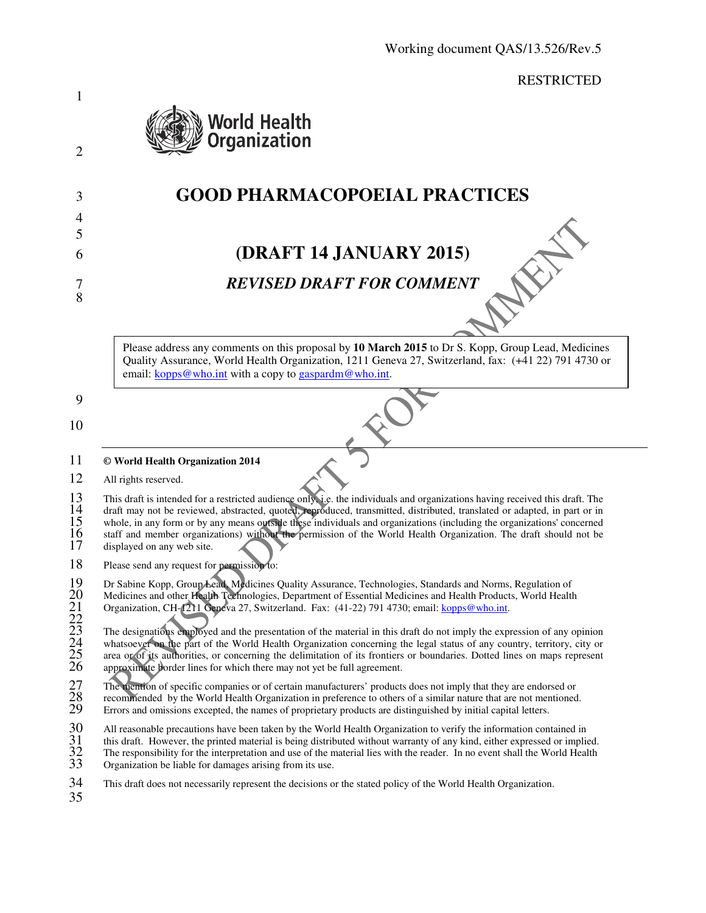Working document QAS/13.526/Rev.5

RESTRICTED

# GOOD PHARMACOPOEIAL PRACTICES

## (DRAFT 14 JANUARY 2015)

### *REVISED DRAFT FOR COMMENT*

Please address any comments on this proposal by **10 March 2015** to Dr S. Kopp, Group Lead, Medicines Quality Assurance, World Health Organization, 1211 Geneva 27, Switzerland, fax: (+41 22) 791 4730 or email: kopps@who.int with a copy to gaspardm@who.int.

---

**© World Health Organization 2014**

All rights reserved.

This draft is intended for a restricted audience only, i.e. the individuals and organizations having received this draft. The draft may not be reviewed, abstracted, quoted, reproduced, transmitted, distributed, translated or adapted, in part or in whole, in any form or by any means outside these individuals and organizations (including the organizations' concerned staff and member organizations) without the permission of the World Health Organization. The draft should not be displayed on any web site.

Please send any request for permission to:

Dr Sabine Kopp, Group Lead, Medicines Quality Assurance, Technologies, Standards and Norms, Regulation of Medicines and other Health Technologies, Department of Essential Medicines and Health Products, World Health Organization, CH-1211 Geneva 27, Switzerland. Fax: (41-22) 791 4730; email: kopps@who.int.

The designations employed and the presentation of the material in this draft do not imply the expression of any opinion whatsoever on the part of the World Health Organization concerning the legal status of any country, territory, city or area or of its authorities, or concerning the delimitation of its frontiers or boundaries. Dotted lines on maps represent approximate border lines for which there may not yet be full agreement.

The mention of specific companies or of certain manufacturers' products does not imply that they are endorsed or recommended by the World Health Organization in preference to others of a similar nature that are not mentioned. Errors and omissions excepted, the names of proprietary products are distinguished by initial capital letters.

All reasonable precautions have been taken by the World Health Organization to verify the information contained in this draft. However, the printed material is being distributed without warranty of any kind, either expressed or implied. The responsibility for the interpretation and use of the material lies with the reader. In no event shall the World Health Organization be liable for damages arising from its use.

This draft does not necessarily represent the decisions or the stated policy of the World Health Organization.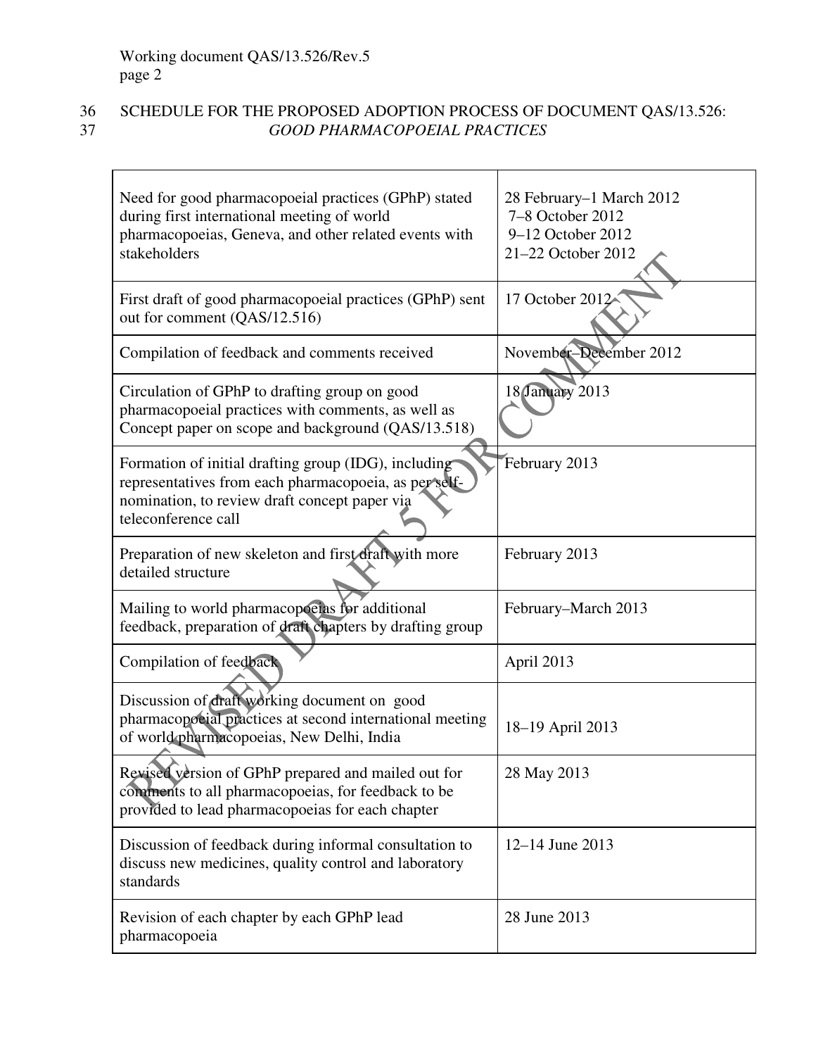SCHEDULE FOR THE PROPOSED ADOPTION PROCESS OF DOCUMENT QAS/13.526:
*GOOD PHARMACOPOEIAL PRACTICES*

| | |
|---|---|
| Need for good pharmacopoeial practices (GPhP) stated during first international meeting of world pharmacopoeias, Geneva, and other related events with stakeholders | 28 February–1 March 2012<br>7–8 October 2012<br>9–12 October 2012<br>21–22 October 2012 |
| First draft of good pharmacopoeial practices (GPhP) sent out for comment (QAS/12.516) | 17 October 2012 |
| Compilation of feedback and comments received | November–December 2012 |
| Circulation of GPhP to drafting group on good pharmacopoeial practices with comments, as well as Concept paper on scope and background (QAS/13.518) | 18 January 2013 |
| Formation of initial drafting group (IDG), including representatives from each pharmacopoeia, as per self-nomination, to review draft concept paper via teleconference call | February 2013 |
| Preparation of new skeleton and first draft with more detailed structure | February 2013 |
| Mailing to world pharmacopoeias for additional feedback, preparation of draft chapters by drafting group | February–March 2013 |
| Compilation of feedback | April 2013 |
| Discussion of draft working document on good pharmacopoeial practices at second international meeting of world pharmacopoeias, New Delhi, India | 18–19 April 2013 |
| Revised version of GPhP prepared and mailed out for comments to all pharmacopoeias, for feedback to be provided to lead pharmacopoeias for each chapter | 28 May 2013 |
| Discussion of feedback during informal consultation to discuss new medicines, quality control and laboratory standards | 12–14 June 2013 |
| Revision of each chapter by each GPhP lead pharmacopoeia | 28 June 2013 |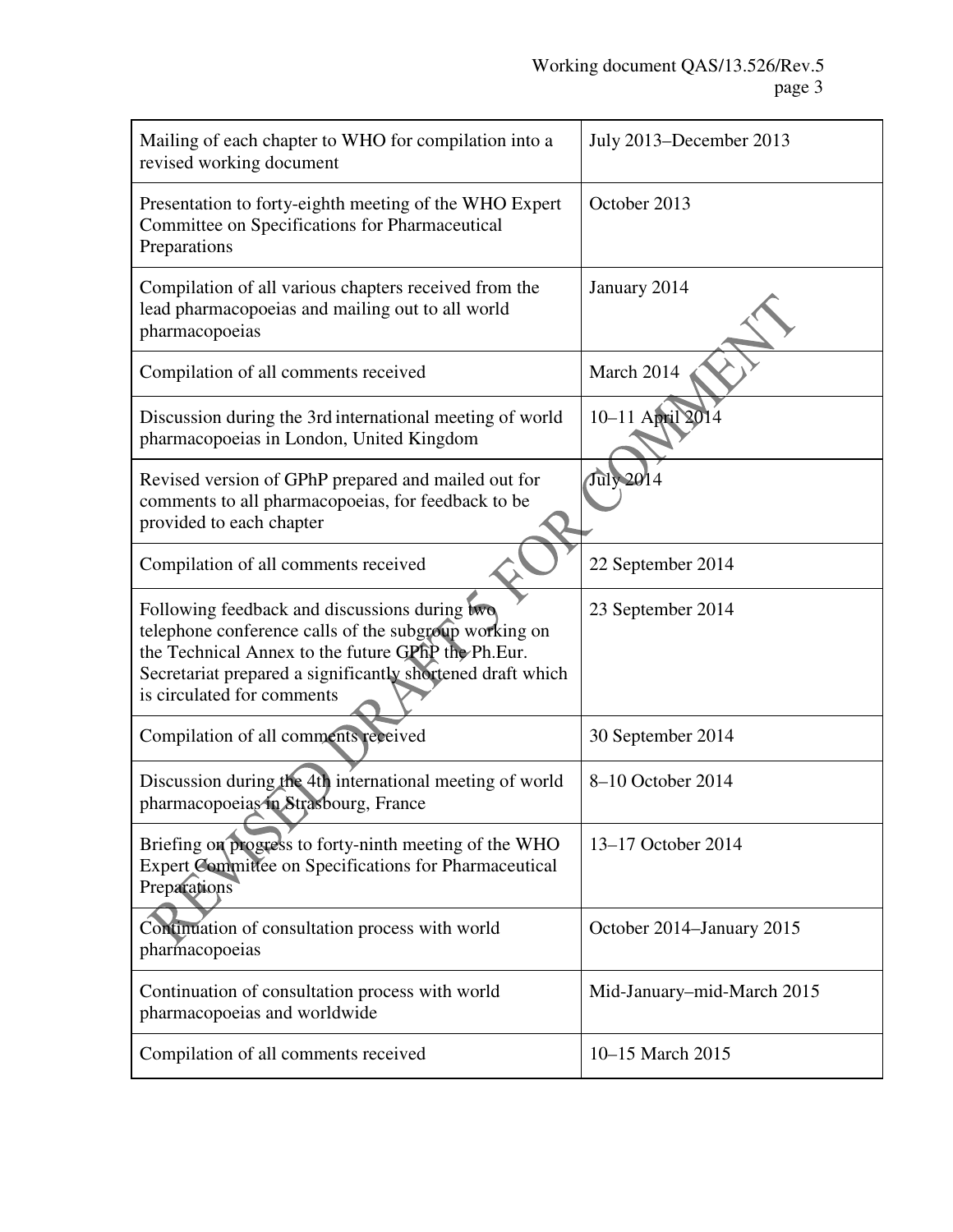| | |
|---|---|
| Mailing of each chapter to WHO for compilation into a revised working document | July 2013–December 2013 |
| Presentation to forty-eighth meeting of the WHO Expert Committee on Specifications for Pharmaceutical Preparations | October 2013 |
| Compilation of all various chapters received from the lead pharmacopoeias and mailing out to all world pharmacopoeias | January 2014 |
| Compilation of all comments received | March 2014 |
| Discussion during the 3rd international meeting of world pharmacopoeias in London, United Kingdom | 10–11 April 2014 |
| Revised version of GPhP prepared and mailed out for comments to all pharmacopoeias, for feedback to be provided to each chapter | July 2014 |
| Compilation of all comments received | 22 September 2014 |
| Following feedback and discussions during two telephone conference calls of the subgroup working on the Technical Annex to the future GPhP the Ph.Eur. Secretariat prepared a significantly shortened draft which is circulated for comments | 23 September 2014 |
| Compilation of all comments received | 30 September 2014 |
| Discussion during the 4th international meeting of world pharmacopoeias in Strasbourg, France | 8–10 October 2014 |
| Briefing on progress to forty-ninth meeting of the WHO Expert Committee on Specifications for Pharmaceutical Preparations | 13–17 October 2014 |
| Continuation of consultation process with world pharmacopoeias | October 2014–January 2015 |
| Continuation of consultation process with world pharmacopoeias and worldwide | Mid-January–mid-March 2015 |
| Compilation of all comments received | 10–15 March 2015 |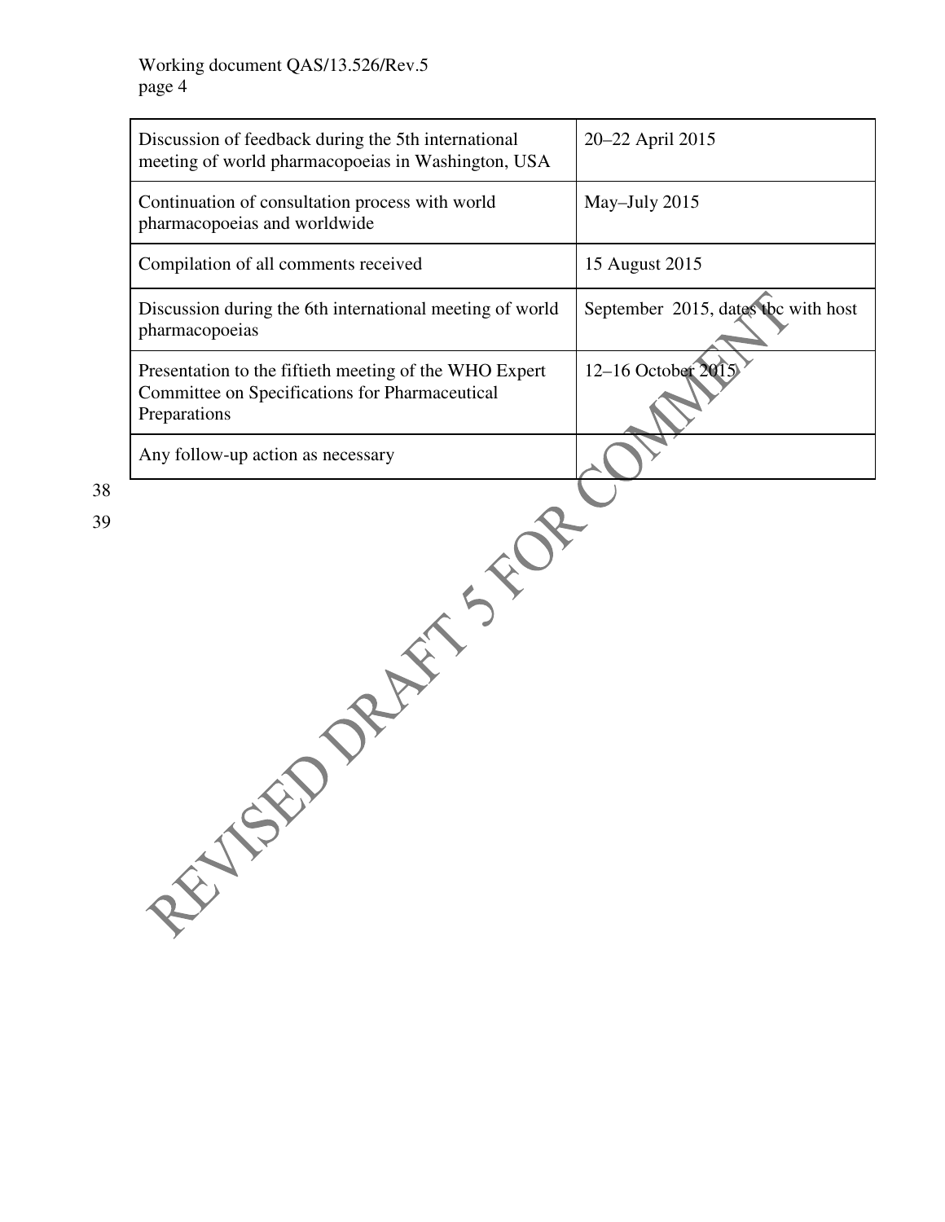| Discussion of feedback during the 5th international meeting of world pharmacopoeias in Washington, USA | 20–22 April 2015 |
|---|---|
| Continuation of consultation process with world pharmacopoeias and worldwide | May–July 2015 |
| Compilation of all comments received | 15 August 2015 |
| Discussion during the 6th international meeting of world pharmacopoeias | September 2015, dates tbc with host |
| Presentation to the fiftieth meeting of the WHO Expert Committee on Specifications for Pharmaceutical Preparations | 12–16 October 2015 |
| Any follow-up action as necessary | |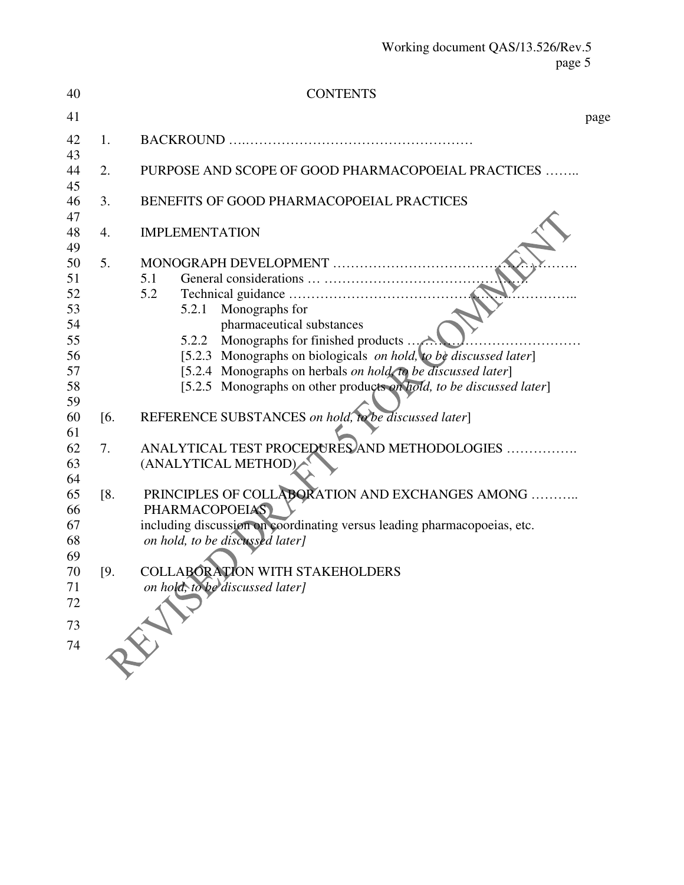CONTENTS

page

1. BACKROUND ….……………………………………………

2. PURPOSE AND SCOPE OF GOOD PHARMACOPOEIAL PRACTICES ……..

3. BENEFITS OF GOOD PHARMACOPOEIAL PRACTICES

4. IMPLEMENTATION

5. MONOGRAPH DEVELOPMENT ……………………………………………….
   - 5.1 General considerations … ……………………………………….
   - 5.2 Technical guidance ……………………………………………………..
     - 5.2.1 Monographs for pharmaceutical substances
     - 5.2.2 Monographs for finished products ………………………………
     - [5.2.3 Monographs on biologicals *on hold, to be discussed later*]
     - [5.2.4 Monographs on herbals *on hold, to be discussed later*]
     - [5.2.5 Monographs on other products *on hold, to be discussed later*]

[6. REFERENCE SUBSTANCES *on hold, to be discussed later*]

7. ANALYTICAL TEST PROCEDURES AND METHODOLOGIES ……………. (ANALYTICAL METHOD)

[8. PRINCIPLES OF COLLABORATION AND EXCHANGES AMONG ……….. PHARMACOPOEIAS
including discussion on coordinating versus leading pharmacopoeias, etc.
*on hold, to be discussed later]*

[9. COLLABORATION WITH STAKEHOLDERS
*on hold, to be discussed later]*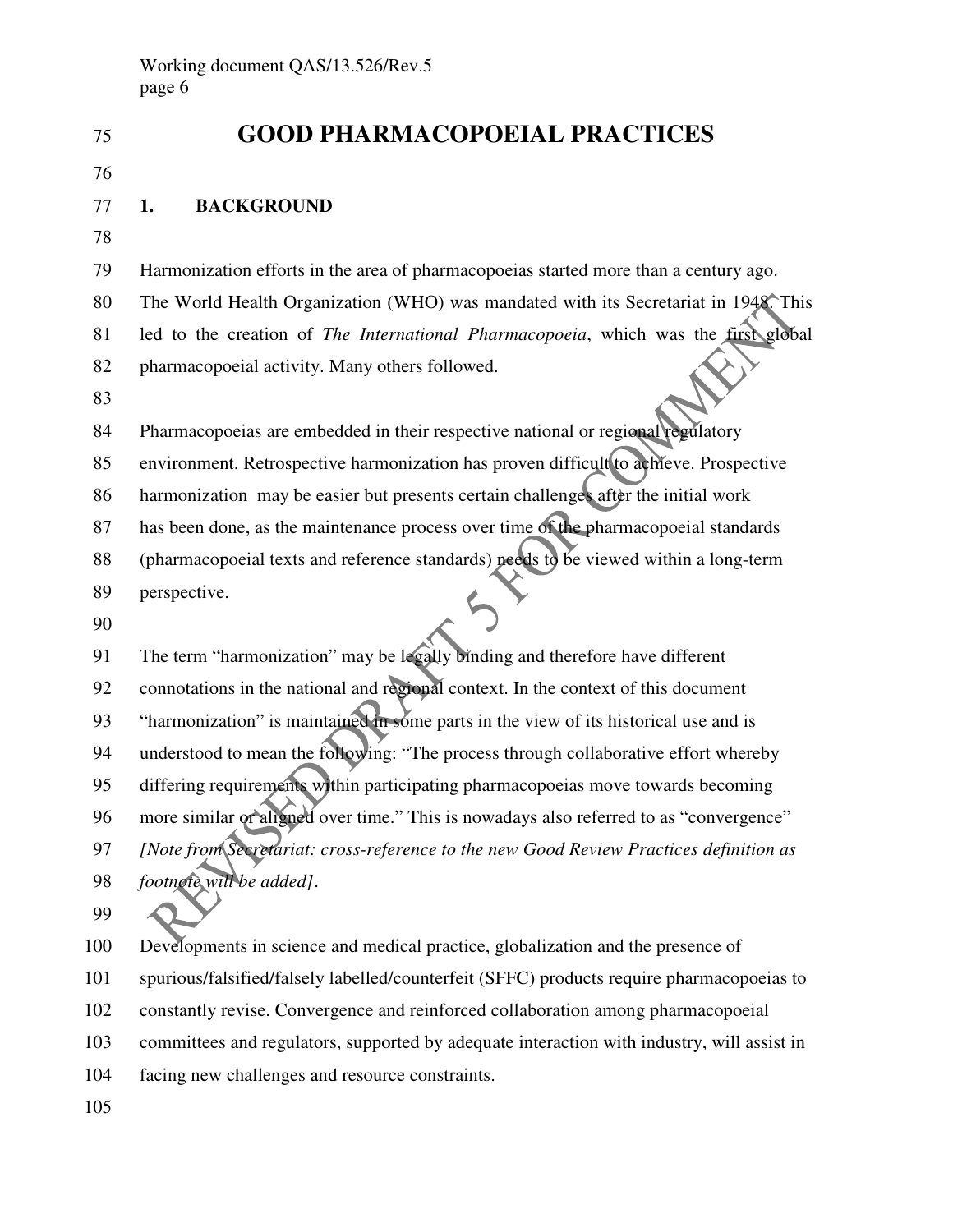# GOOD PHARMACOPOEIAL PRACTICES

## 1. BACKGROUND

Harmonization efforts in the area of pharmacopoeias started more than a century ago. The World Health Organization (WHO) was mandated with its Secretariat in 1948. This led to the creation of *The International Pharmacopoeia*, which was the first global pharmacopoeial activity. Many others followed.

Pharmacopoeias are embedded in their respective national or regional regulatory environment. Retrospective harmonization has proven difficult to achieve. Prospective harmonization may be easier but presents certain challenges after the initial work has been done, as the maintenance process over time of the pharmacopoeial standards (pharmacopoeial texts and reference standards) needs to be viewed within a long-term perspective.

The term "harmonization" may be legally binding and therefore have different connotations in the national and regional context. In the context of this document "harmonization" is maintained in some parts in the view of its historical use and is understood to mean the following: "The process through collaborative effort whereby differing requirements within participating pharmacopoeias move towards becoming more similar or aligned over time." This is nowadays also referred to as "convergence" *[Note from Secretariat: cross-reference to the new Good Review Practices definition as footnote will be added]*.

Developments in science and medical practice, globalization and the presence of spurious/falsified/falsely labelled/counterfeit (SFFC) products require pharmacopoeias to constantly revise. Convergence and reinforced collaboration among pharmacopoeial committees and regulators, supported by adequate interaction with industry, will assist in facing new challenges and resource constraints.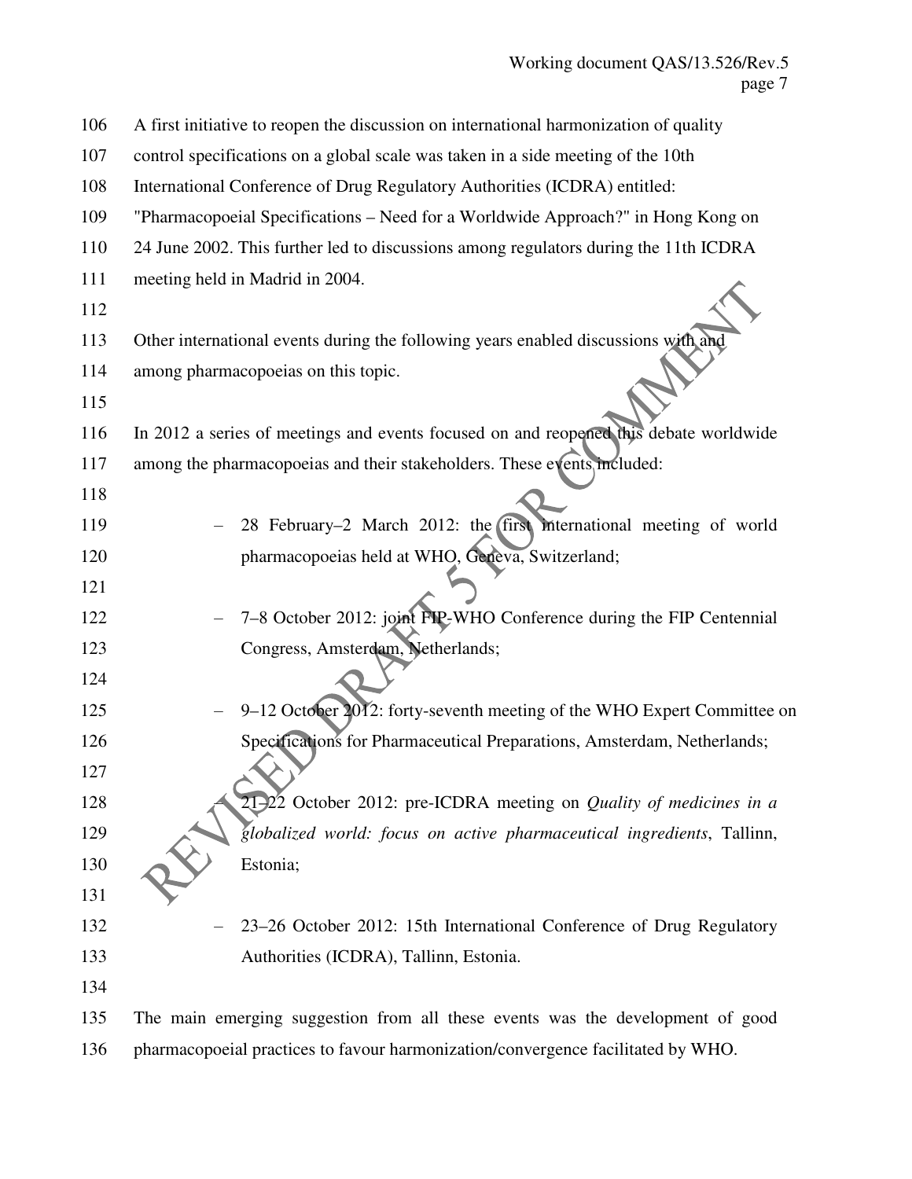A first initiative to reopen the discussion on international harmonization of quality control specifications on a global scale was taken in a side meeting of the 10th International Conference of Drug Regulatory Authorities (ICDRA) entitled: "Pharmacopoeial Specifications – Need for a Worldwide Approach?" in Hong Kong on 24 June 2002. This further led to discussions among regulators during the 11th ICDRA meeting held in Madrid in 2004.

Other international events during the following years enabled discussions with and among pharmacopoeias on this topic.

In 2012 a series of meetings and events focused on and reopened this debate worldwide among the pharmacopoeias and their stakeholders. These events included:

- 28 February–2 March 2012: the first international meeting of world pharmacopoeias held at WHO, Geneva, Switzerland;

- 7–8 October 2012: joint FIP-WHO Conference during the FIP Centennial Congress, Amsterdam, Netherlands;

- 9–12 October 2012: forty-seventh meeting of the WHO Expert Committee on Specifications for Pharmaceutical Preparations, Amsterdam, Netherlands;

- 21–22 October 2012: pre-ICDRA meeting on *Quality of medicines in a globalized world: focus on active pharmaceutical ingredients*, Tallinn, Estonia;

- 23–26 October 2012: 15th International Conference of Drug Regulatory Authorities (ICDRA), Tallinn, Estonia.

The main emerging suggestion from all these events was the development of good pharmacopoeial practices to favour harmonization/convergence facilitated by WHO.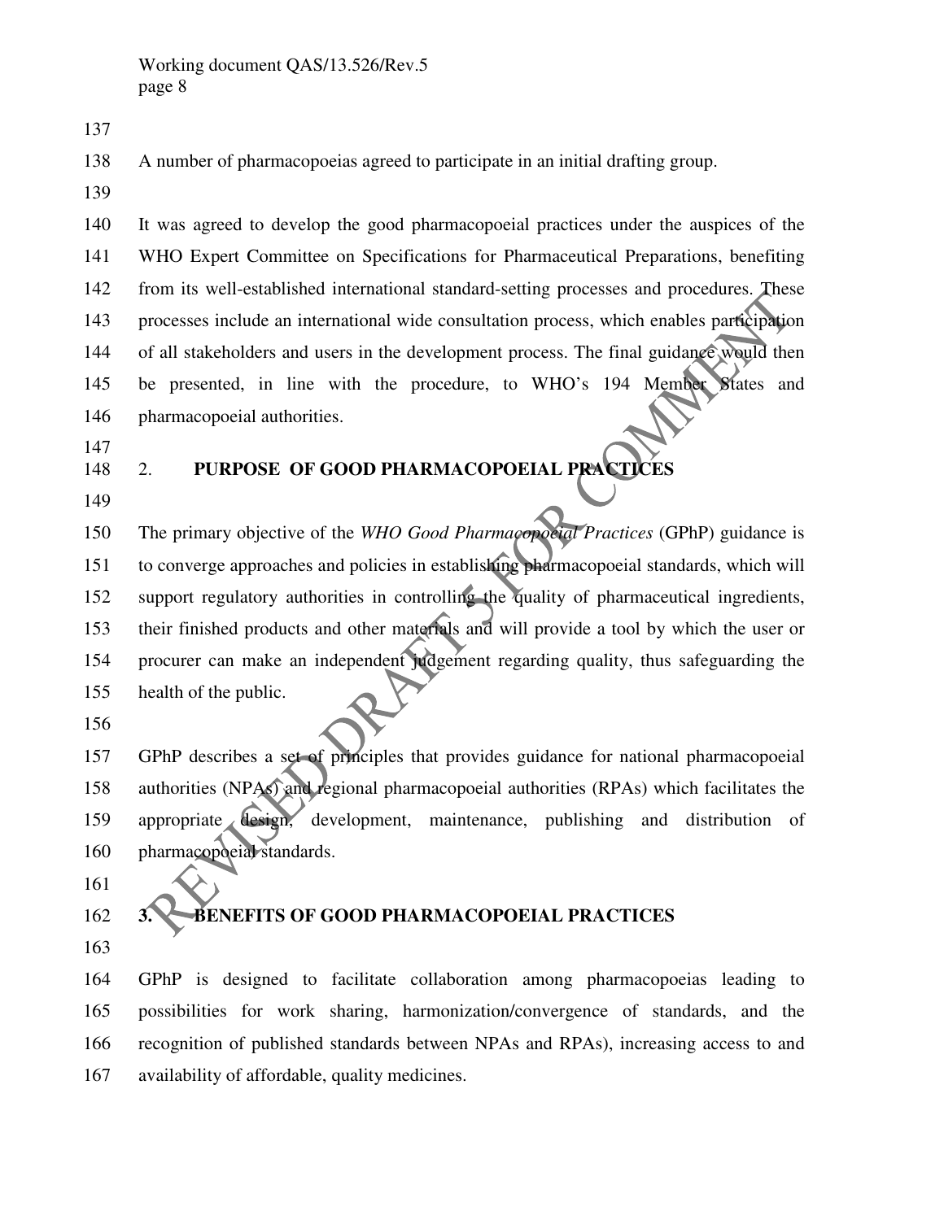A number of pharmacopoeias agreed to participate in an initial drafting group.

It was agreed to develop the good pharmacopoeial practices under the auspices of the WHO Expert Committee on Specifications for Pharmaceutical Preparations, benefiting from its well-established international standard-setting processes and procedures. These processes include an international wide consultation process, which enables participation of all stakeholders and users in the development process. The final guidance would then be presented, in line with the procedure, to WHO's 194 Member States and pharmacopoeial authorities.

## 2. PURPOSE OF GOOD PHARMACOPOEIAL PRACTICES

The primary objective of the *WHO Good Pharmacopoeial Practices* (GPhP) guidance is to converge approaches and policies in establishing pharmacopoeial standards, which will support regulatory authorities in controlling the quality of pharmaceutical ingredients, their finished products and other materials and will provide a tool by which the user or procurer can make an independent judgement regarding quality, thus safeguarding the health of the public.

GPhP describes a set of principles that provides guidance for national pharmacopoeial authorities (NPAs) and regional pharmacopoeial authorities (RPAs) which facilitates the appropriate design, development, maintenance, publishing and distribution of pharmacopoeial standards.

## 3. BENEFITS OF GOOD PHARMACOPOEIAL PRACTICES

GPhP is designed to facilitate collaboration among pharmacopoeias leading to possibilities for work sharing, harmonization/convergence of standards, and the recognition of published standards between NPAs and RPAs), increasing access to and availability of affordable, quality medicines.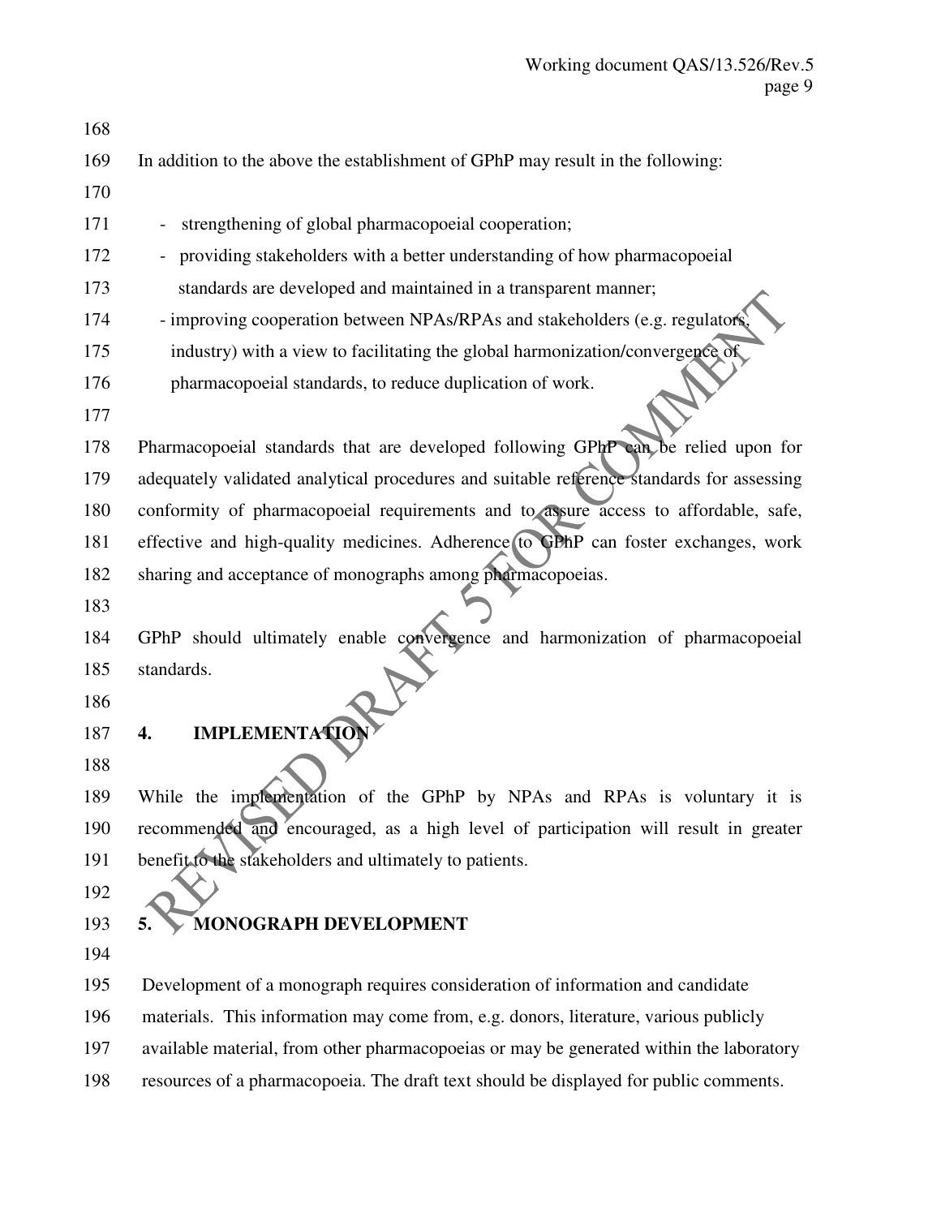In addition to the above the establishment of GPhP may result in the following:

- strengthening of global pharmacopoeial cooperation;
- providing stakeholders with a better understanding of how pharmacopoeial standards are developed and maintained in a transparent manner;
- improving cooperation between NPAs/RPAs and stakeholders (e.g. regulators, industry) with a view to facilitating the global harmonization/convergence of pharmacopoeial standards, to reduce duplication of work.

Pharmacopoeial standards that are developed following GPhP can be relied upon for adequately validated analytical procedures and suitable reference standards for assessing conformity of pharmacopoeial requirements and to assure access to affordable, safe, effective and high-quality medicines. Adherence to GPhP can foster exchanges, work sharing and acceptance of monographs among pharmacopoeias.

GPhP should ultimately enable convergence and harmonization of pharmacopoeial standards.

## 4. IMPLEMENTATION

While the implementation of the GPhP by NPAs and RPAs is voluntary it is recommended and encouraged, as a high level of participation will result in greater benefit to the stakeholders and ultimately to patients.

## 5. MONOGRAPH DEVELOPMENT

Development of a monograph requires consideration of information and candidate materials. This information may come from, e.g. donors, literature, various publicly available material, from other pharmacopoeias or may be generated within the laboratory resources of a pharmacopoeia. The draft text should be displayed for public comments.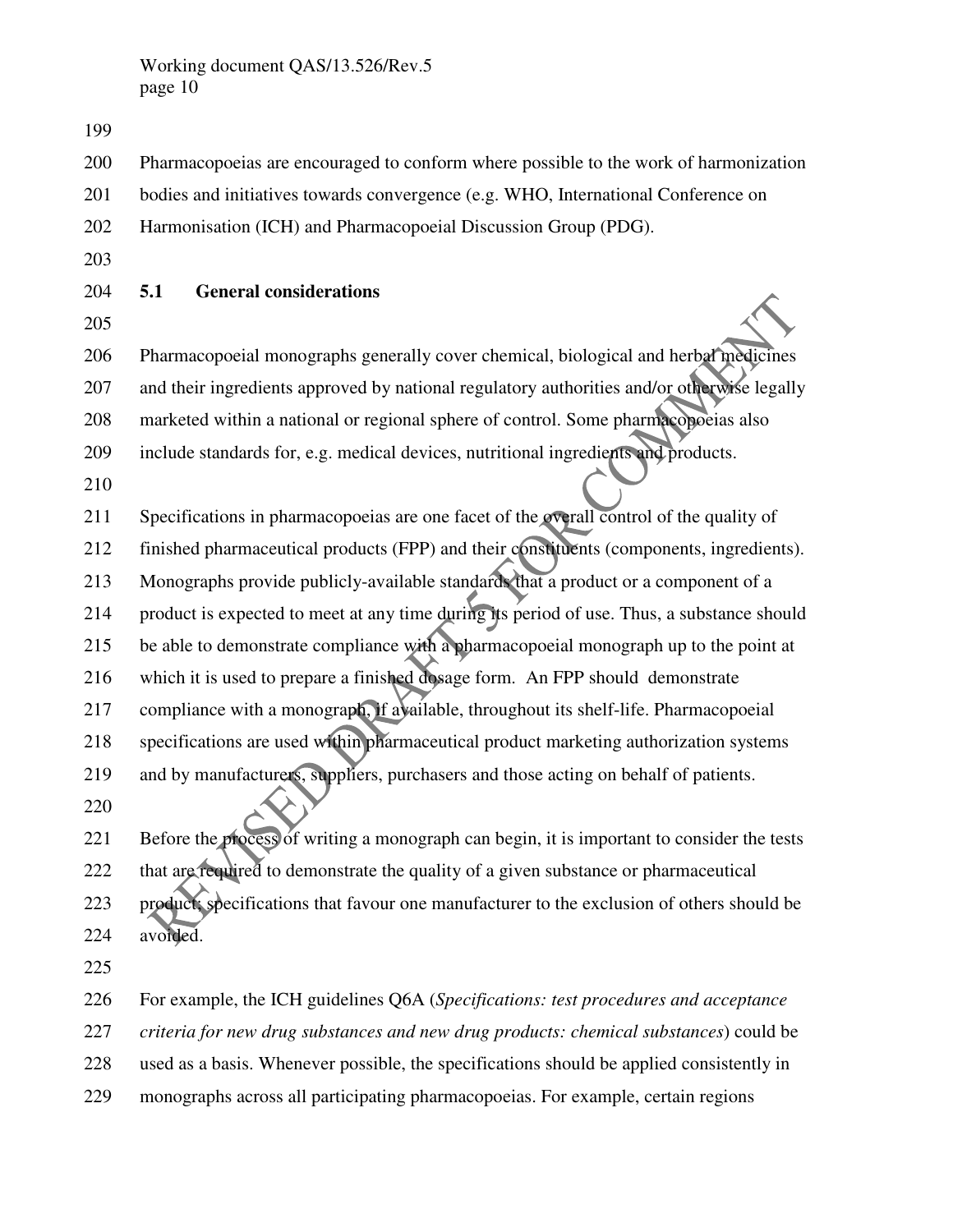Pharmacopoeias are encouraged to conform where possible to the work of harmonization bodies and initiatives towards convergence (e.g. WHO, International Conference on Harmonisation (ICH) and Pharmacopoeial Discussion Group (PDG).

## 5.1 General considerations

Pharmacopoeial monographs generally cover chemical, biological and herbal medicines and their ingredients approved by national regulatory authorities and/or otherwise legally marketed within a national or regional sphere of control. Some pharmacopoeias also include standards for, e.g. medical devices, nutritional ingredients and products.

Specifications in pharmacopoeias are one facet of the overall control of the quality of finished pharmaceutical products (FPP) and their constituents (components, ingredients). Monographs provide publicly-available standards that a product or a component of a product is expected to meet at any time during its period of use. Thus, a substance should be able to demonstrate compliance with a pharmacopoeial monograph up to the point at which it is used to prepare a finished dosage form. An FPP should demonstrate compliance with a monograph, if available, throughout its shelf-life. Pharmacopoeial specifications are used within pharmaceutical product marketing authorization systems and by manufacturers, suppliers, purchasers and those acting on behalf of patients.

Before the process of writing a monograph can begin, it is important to consider the tests that are required to demonstrate the quality of a given substance or pharmaceutical product; specifications that favour one manufacturer to the exclusion of others should be avoided.

For example, the ICH guidelines Q6A (*Specifications: test procedures and acceptance criteria for new drug substances and new drug products: chemical substances*) could be used as a basis. Whenever possible, the specifications should be applied consistently in monographs across all participating pharmacopoeias. For example, certain regions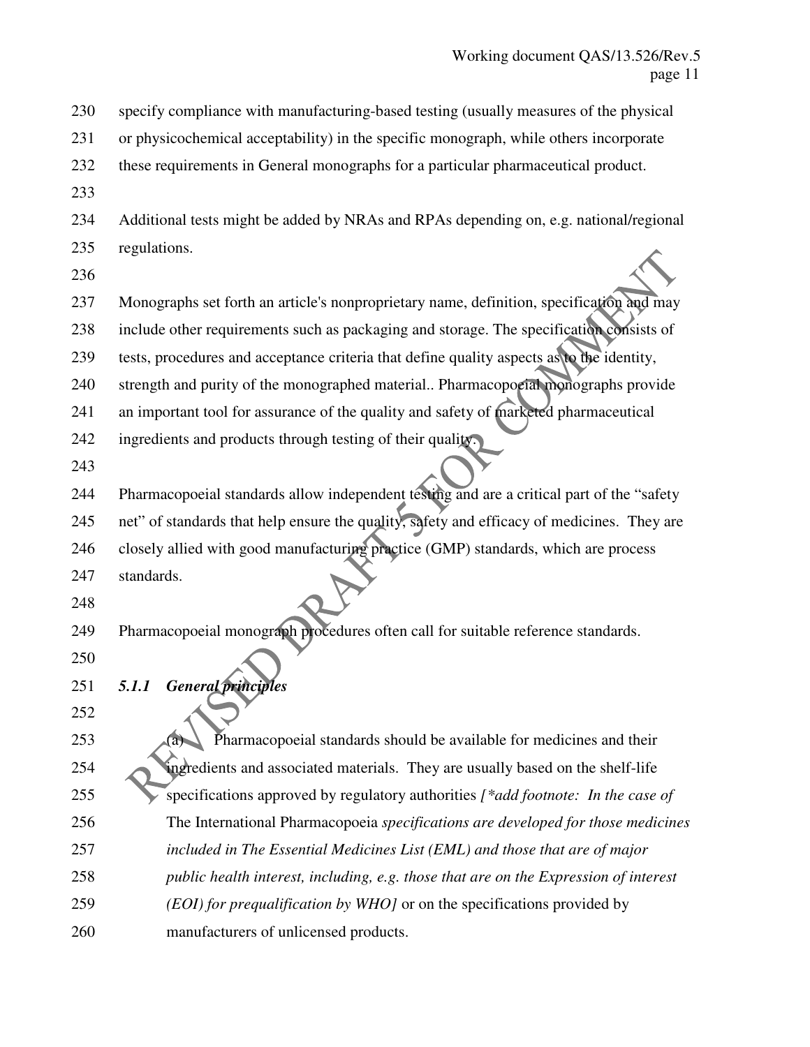specify compliance with manufacturing-based testing (usually measures of the physical or physicochemical acceptability) in the specific monograph, while others incorporate these requirements in General monographs for a particular pharmaceutical product.

Additional tests might be added by NRAs and RPAs depending on, e.g. national/regional regulations.

Monographs set forth an article's nonproprietary name, definition, specification and may include other requirements such as packaging and storage. The specification consists of tests, procedures and acceptance criteria that define quality aspects as to the identity, strength and purity of the monographed material.. Pharmacopoeial monographs provide an important tool for assurance of the quality and safety of marketed pharmaceutical ingredients and products through testing of their quality.

Pharmacopoeial standards allow independent testing and are a critical part of the "safety net" of standards that help ensure the quality, safety and efficacy of medicines. They are closely allied with good manufacturing practice (GMP) standards, which are process standards.

Pharmacopoeial monograph procedures often call for suitable reference standards.

### *5.1.1 General principles*

(a) Pharmacopoeial standards should be available for medicines and their ingredients and associated materials. They are usually based on the shelf-life specifications approved by regulatory authorities *[*add footnote: In the case of* The International Pharmacopoeia *specifications are developed for those medicines included in The Essential Medicines List (EML) and those that are of major public health interest, including, e.g. those that are on the Expression of interest (EOI) for prequalification by WHO]* or on the specifications provided by manufacturers of unlicensed products.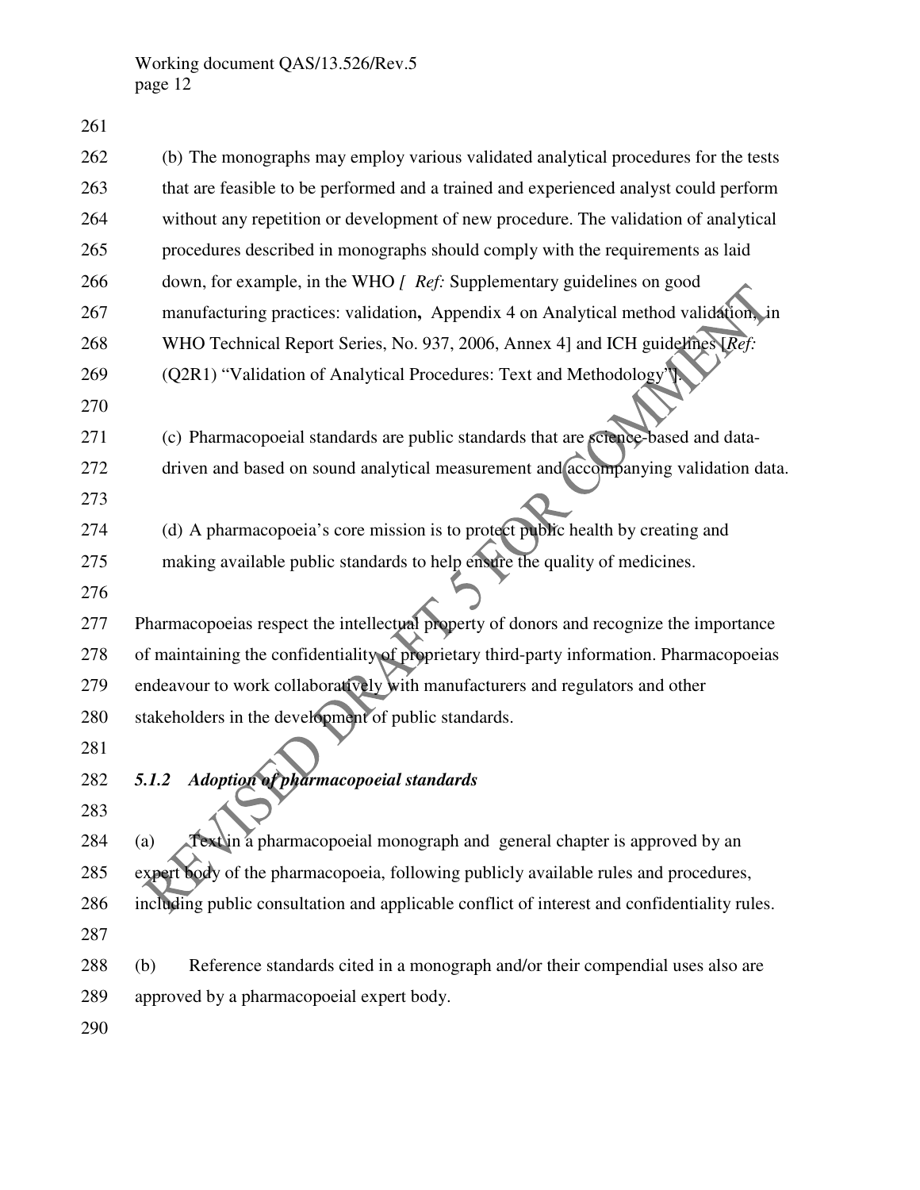(b) The monographs may employ various validated analytical procedures for the tests that are feasible to be performed and a trained and experienced analyst could perform without any repetition or development of new procedure. The validation of analytical procedures described in monographs should comply with the requirements as laid down, for example, in the WHO *[ Ref:* Supplementary guidelines on good manufacturing practices: validation**,** Appendix 4 on Analytical method validation, in WHO Technical Report Series, No. 937, 2006, Annex 4] and ICH guidelines [*Ref:* (Q2R1) "Validation of Analytical Procedures: Text and Methodology"].

(c) Pharmacopoeial standards are public standards that are science-based and data-driven and based on sound analytical measurement and accompanying validation data.

(d) A pharmacopoeia's core mission is to protect public health by creating and making available public standards to help ensure the quality of medicines.

Pharmacopoeias respect the intellectual property of donors and recognize the importance of maintaining the confidentiality of proprietary third-party information. Pharmacopoeias endeavour to work collaboratively with manufacturers and regulators and other stakeholders in the development of public standards.

### *5.1.2 Adoption of pharmacopoeial standards*

(a) Text in a pharmacopoeial monograph and general chapter is approved by an expert body of the pharmacopoeia, following publicly available rules and procedures, including public consultation and applicable conflict of interest and confidentiality rules.

(b) Reference standards cited in a monograph and/or their compendial uses also are approved by a pharmacopoeial expert body.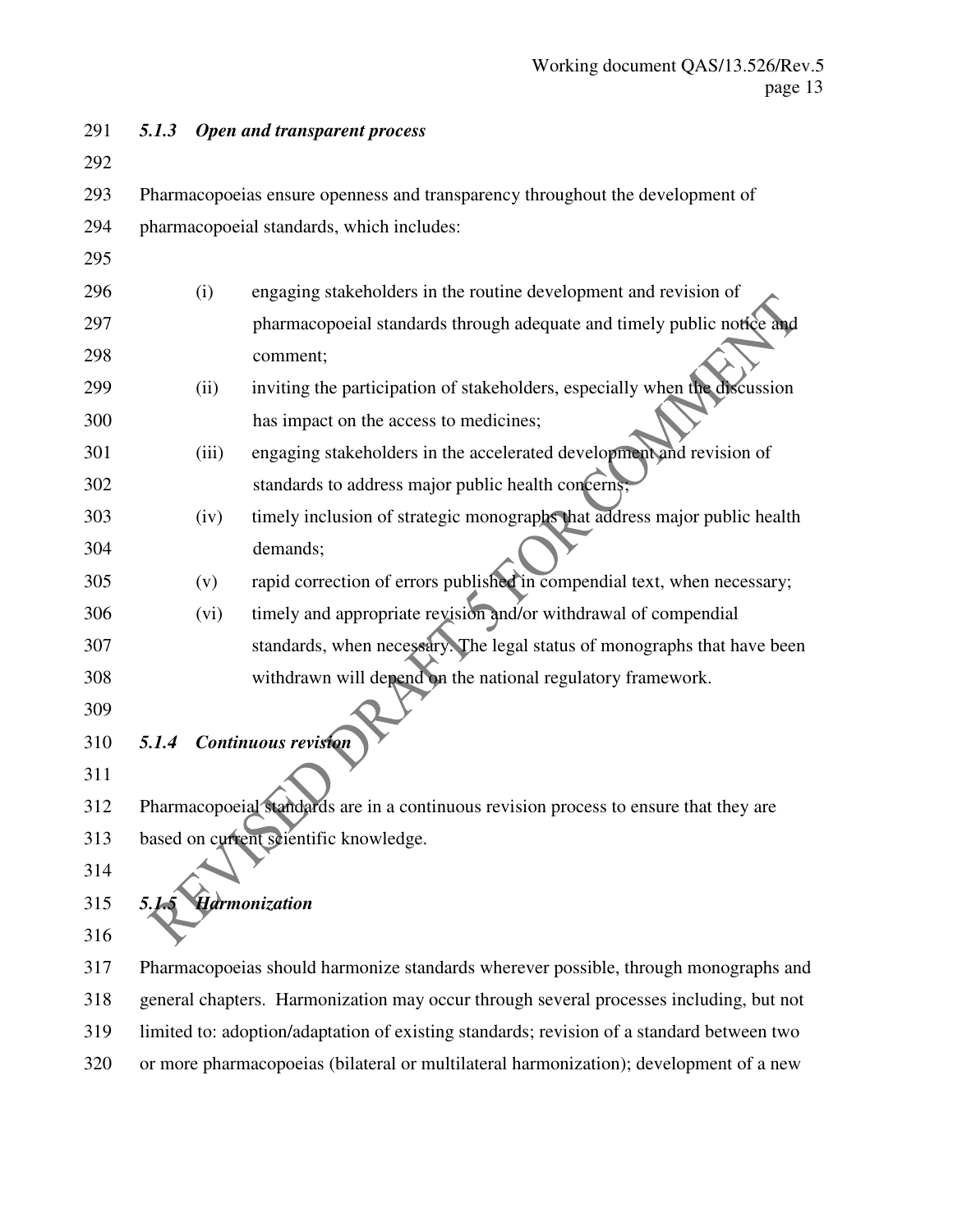### *5.1.3 Open and transparent process*

Pharmacopoeias ensure openness and transparency throughout the development of pharmacopoeial standards, which includes:

- (i) engaging stakeholders in the routine development and revision of pharmacopoeial standards through adequate and timely public notice and comment;
- (ii) inviting the participation of stakeholders, especially when the discussion has impact on the access to medicines;
- (iii) engaging stakeholders in the accelerated development and revision of standards to address major public health concerns;
- (iv) timely inclusion of strategic monographs that address major public health demands;
- (v) rapid correction of errors published in compendial text, when necessary;
- (vi) timely and appropriate revision and/or withdrawal of compendial standards, when necessary. The legal status of monographs that have been withdrawn will depend on the national regulatory framework.

### *5.1.4 Continuous revision*

Pharmacopoeial standards are in a continuous revision process to ensure that they are based on current scientific knowledge.

### *5.1.5 Harmonization*

Pharmacopoeias should harmonize standards wherever possible, through monographs and general chapters. Harmonization may occur through several processes including, but not limited to: adoption/adaptation of existing standards; revision of a standard between two or more pharmacopoeias (bilateral or multilateral harmonization); development of a new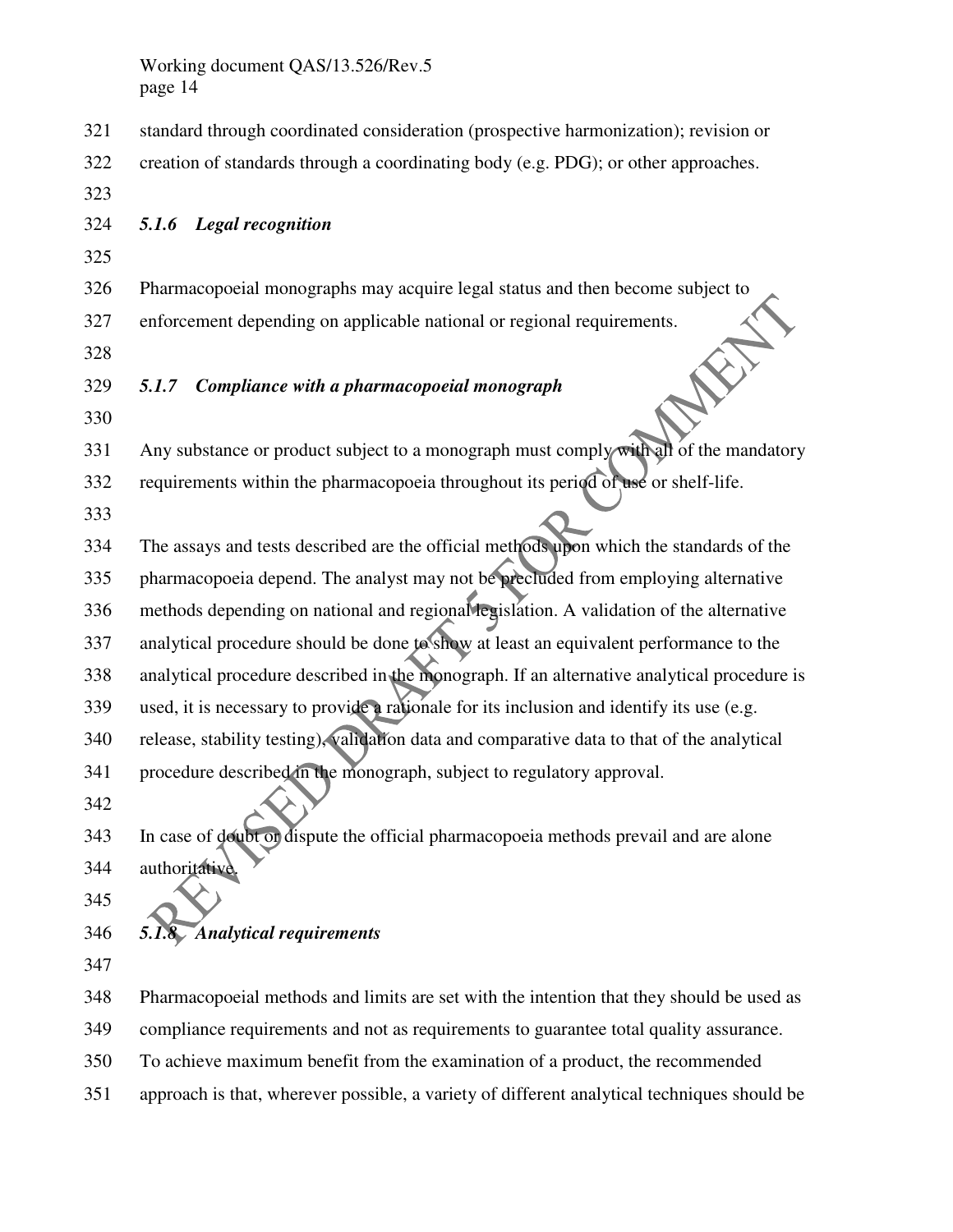standard through coordinated consideration (prospective harmonization); revision or creation of standards through a coordinating body (e.g. PDG); or other approaches.

#### *5.1.6 Legal recognition*

Pharmacopoeial monographs may acquire legal status and then become subject to enforcement depending on applicable national or regional requirements.

#### *5.1.7 Compliance with a pharmacopoeial monograph*

Any substance or product subject to a monograph must comply with all of the mandatory requirements within the pharmacopoeia throughout its period of use or shelf-life.

The assays and tests described are the official methods upon which the standards of the pharmacopoeia depend. The analyst may not be precluded from employing alternative methods depending on national and regional legislation. A validation of the alternative analytical procedure should be done to show at least an equivalent performance to the analytical procedure described in the monograph. If an alternative analytical procedure is used, it is necessary to provide a rationale for its inclusion and identify its use (e.g. release, stability testing), validation data and comparative data to that of the analytical procedure described in the monograph, subject to regulatory approval.

In case of doubt or dispute the official pharmacopoeia methods prevail and are alone authoritative.

#### *5.1.8 Analytical requirements*

Pharmacopoeial methods and limits are set with the intention that they should be used as compliance requirements and not as requirements to guarantee total quality assurance. To achieve maximum benefit from the examination of a product, the recommended approach is that, wherever possible, a variety of different analytical techniques should be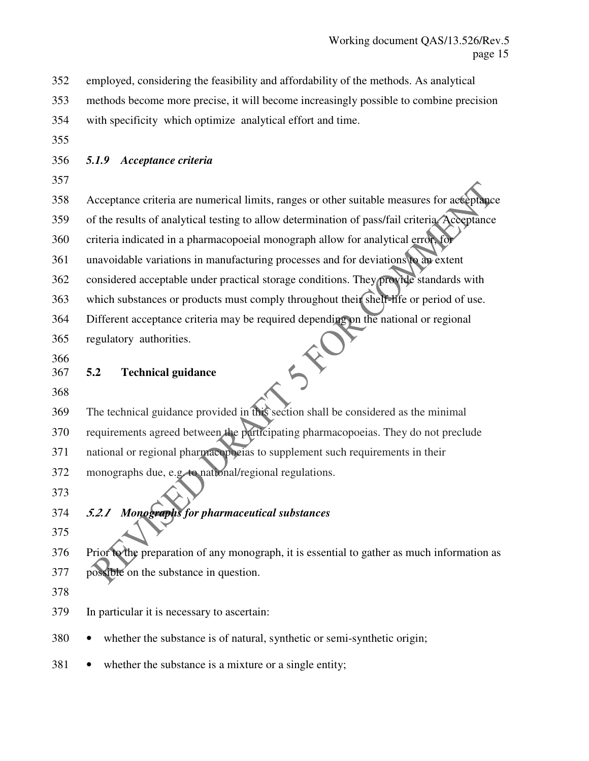employed, considering the feasibility and affordability of the methods. As analytical methods become more precise, it will become increasingly possible to combine precision with specificity which optimize analytical effort and time.

### *5.1.9 Acceptance criteria*

Acceptance criteria are numerical limits, ranges or other suitable measures for acceptance of the results of analytical testing to allow determination of pass/fail criteria. Acceptance criteria indicated in a pharmacopoeial monograph allow for analytical error, for unavoidable variations in manufacturing processes and for deviations to an extent considered acceptable under practical storage conditions. They provide standards with which substances or products must comply throughout their shelf-life or period of use. Different acceptance criteria may be required depending on the national or regional regulatory authorities.

## 5.2 Technical guidance

The technical guidance provided in this section shall be considered as the minimal requirements agreed between the participating pharmacopoeias. They do not preclude national or regional pharmacopoeias to supplement such requirements in their monographs due, e.g. to national/regional regulations.

### *5.2.1 Monographs for pharmaceutical substances*

Prior to the preparation of any monograph, it is essential to gather as much information as possible on the substance in question.

In particular it is necessary to ascertain:

- whether the substance is of natural, synthetic or semi-synthetic origin;
- whether the substance is a mixture or a single entity;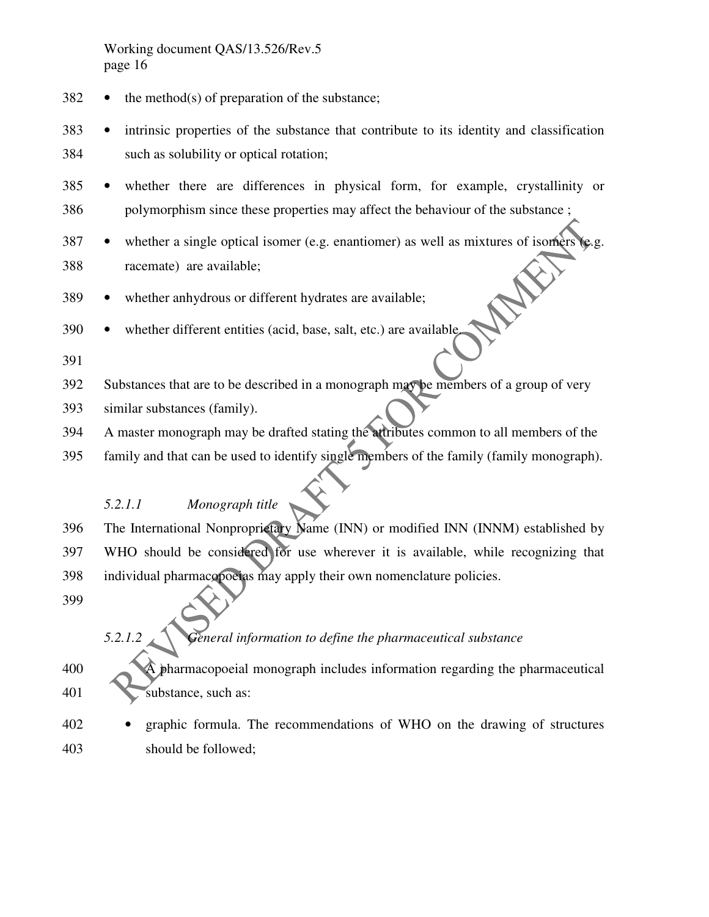- the method(s) of preparation of the substance;
- intrinsic properties of the substance that contribute to its identity and classification such as solubility or optical rotation;
- whether there are differences in physical form, for example, crystallinity or polymorphism since these properties may affect the behaviour of the substance ;
- whether a single optical isomer (e.g. enantiomer) as well as mixtures of isomers (e.g. racemate) are available;
- whether anhydrous or different hydrates are available;
- whether different entities (acid, base, salt, etc.) are available.

Substances that are to be described in a monograph may be members of a group of very similar substances (family).

A master monograph may be drafted stating the attributes common to all members of the family and that can be used to identify single members of the family (family monograph).

#### *5.2.1.1 Monograph title*

The International Nonproprietary Name (INN) or modified INN (INNM) established by WHO should be considered for use wherever it is available, while recognizing that individual pharmacopoeias may apply their own nomenclature policies.

#### *5.2.1.2 General information to define the pharmaceutical substance*

A pharmacopoeial monograph includes information regarding the pharmaceutical substance, such as:

- graphic formula. The recommendations of WHO on the drawing of structures should be followed;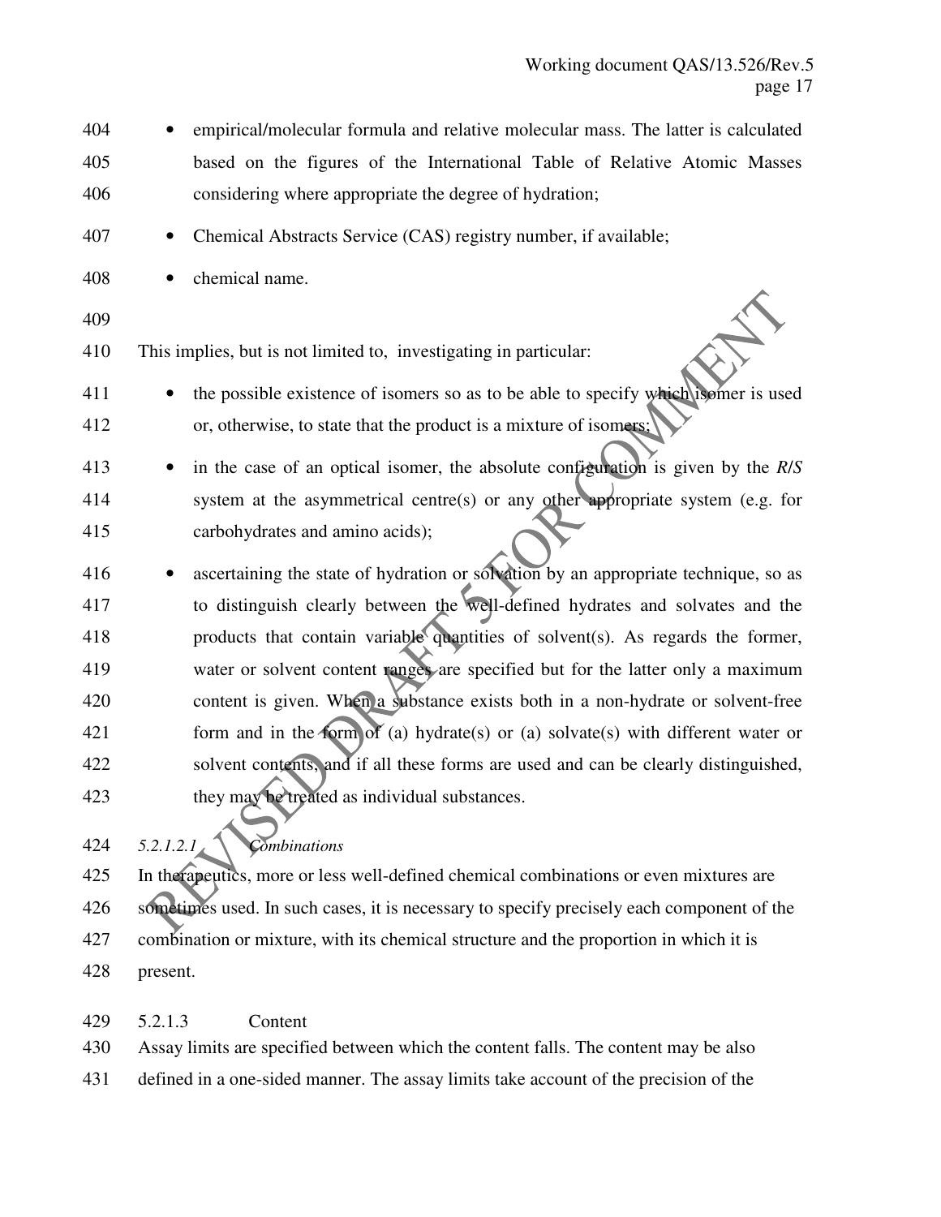- empirical/molecular formula and relative molecular mass. The latter is calculated based on the figures of the International Table of Relative Atomic Masses considering where appropriate the degree of hydration;
- Chemical Abstracts Service (CAS) registry number, if available;
- chemical name.

This implies, but is not limited to, investigating in particular:

- the possible existence of isomers so as to be able to specify which isomer is used or, otherwise, to state that the product is a mixture of isomers;
- in the case of an optical isomer, the absolute configuration is given by the *R*/*S* system at the asymmetrical centre(s) or any other appropriate system (e.g. for carbohydrates and amino acids);
- ascertaining the state of hydration or solvation by an appropriate technique, so as to distinguish clearly between the well-defined hydrates and solvates and the products that contain variable quantities of solvent(s). As regards the former, water or solvent content ranges are specified but for the latter only a maximum content is given. When a substance exists both in a non-hydrate or solvent-free form and in the form of (a) hydrate(s) or (a) solvate(s) with different water or solvent contents, and if all these forms are used and can be clearly distinguished, they may be treated as individual substances.

*5.2.1.2.1 Combinations*

In therapeutics, more or less well-defined chemical combinations or even mixtures are sometimes used. In such cases, it is necessary to specify precisely each component of the combination or mixture, with its chemical structure and the proportion in which it is present.

5.2.1.3 Content

Assay limits are specified between which the content falls. The content may be also defined in a one-sided manner. The assay limits take account of the precision of the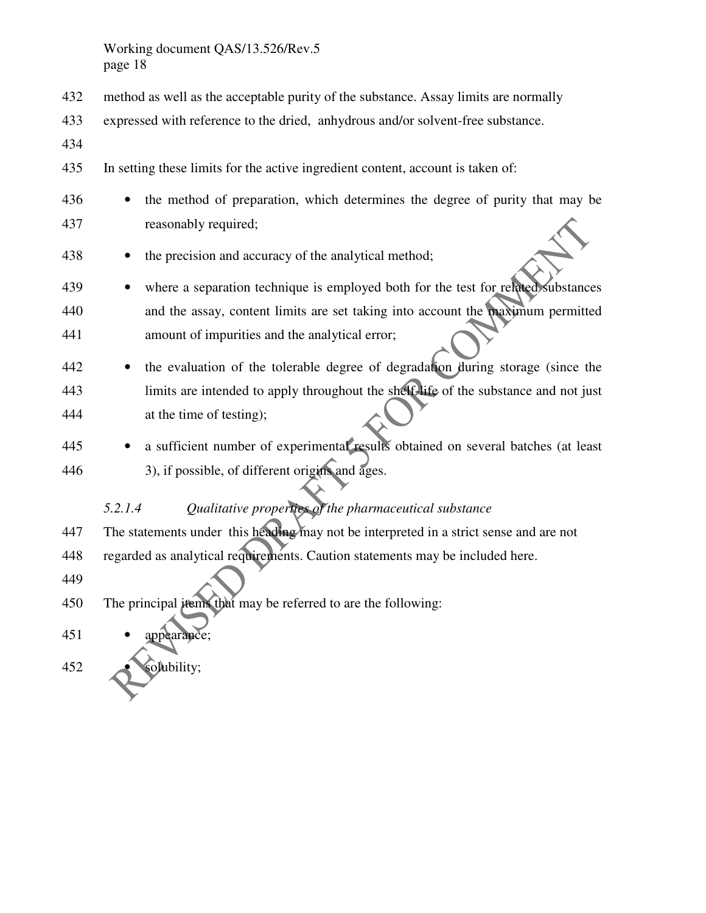method as well as the acceptable purity of the substance. Assay limits are normally expressed with reference to the dried, anhydrous and/or solvent-free substance.

In setting these limits for the active ingredient content, account is taken of:

- the method of preparation, which determines the degree of purity that may be reasonably required;
- the precision and accuracy of the analytical method;
- where a separation technique is employed both for the test for related substances and the assay, content limits are set taking into account the maximum permitted amount of impurities and the analytical error;
- the evaluation of the tolerable degree of degradation during storage (since the limits are intended to apply throughout the shelf-life of the substance and not just at the time of testing);
- a sufficient number of experimental results obtained on several batches (at least 3), if possible, of different origins and ages.

#### *5.2.1.4 Qualitative properties of the pharmaceutical substance*

The statements under this heading may not be interpreted in a strict sense and are not regarded as analytical requirements. Caution statements may be included here.

The principal items that may be referred to are the following:

- appearance;
- solubility;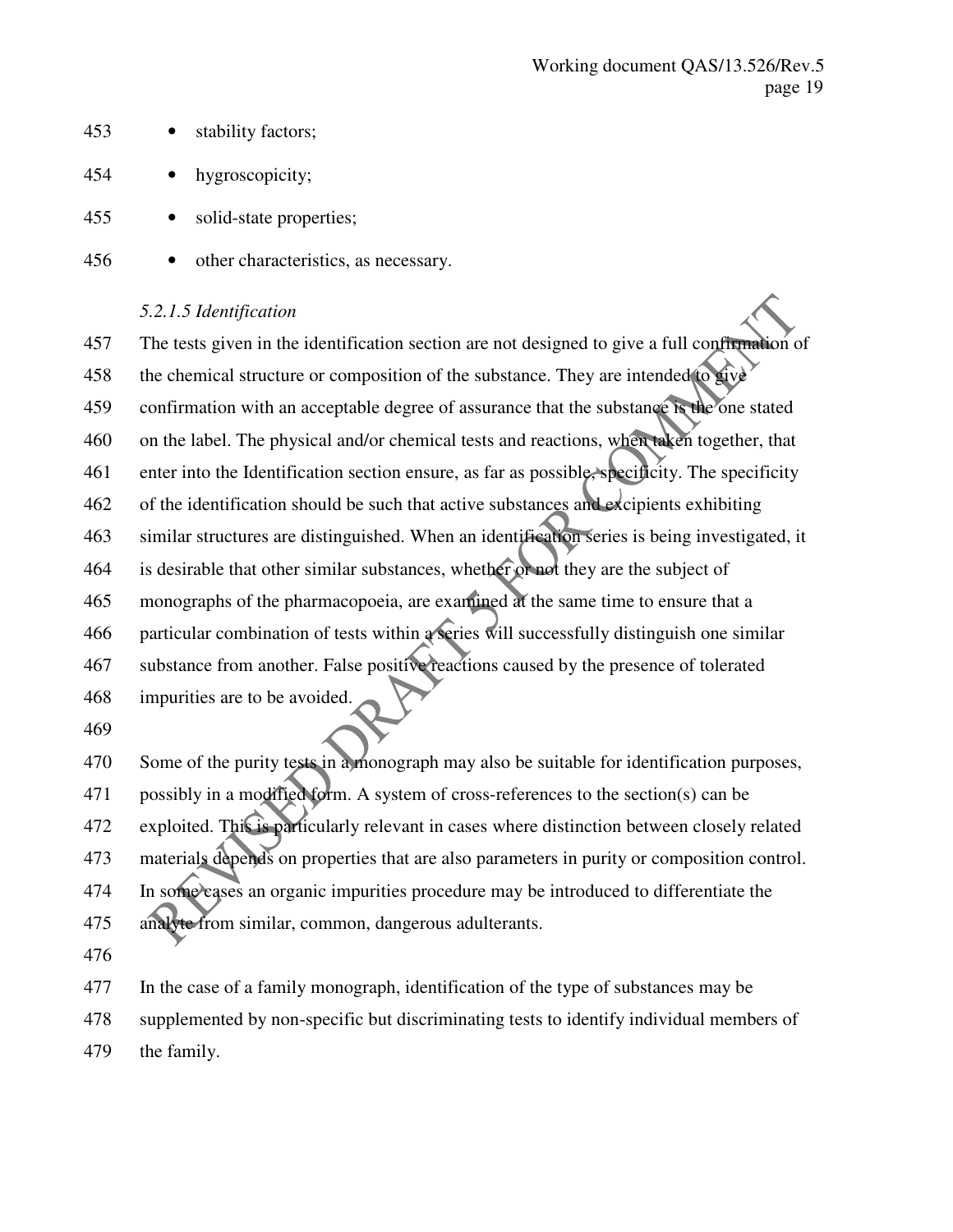- stability factors;
- hygroscopicity;
- solid-state properties;
- other characteristics, as necessary.

*5.2.1.5 Identification*

The tests given in the identification section are not designed to give a full confirmation of the chemical structure or composition of the substance. They are intended to give confirmation with an acceptable degree of assurance that the substance is the one stated on the label. The physical and/or chemical tests and reactions, when taken together, that enter into the Identification section ensure, as far as possible, specificity. The specificity of the identification should be such that active substances and excipients exhibiting similar structures are distinguished. When an identification series is being investigated, it is desirable that other similar substances, whether or not they are the subject of monographs of the pharmacopoeia, are examined at the same time to ensure that a particular combination of tests within a series will successfully distinguish one similar substance from another. False positive reactions caused by the presence of tolerated impurities are to be avoided.

Some of the purity tests in a monograph may also be suitable for identification purposes, possibly in a modified form. A system of cross-references to the section(s) can be exploited. This is particularly relevant in cases where distinction between closely related materials depends on properties that are also parameters in purity or composition control. In some cases an organic impurities procedure may be introduced to differentiate the analyte from similar, common, dangerous adulterants.

In the case of a family monograph, identification of the type of substances may be supplemented by non-specific but discriminating tests to identify individual members of the family.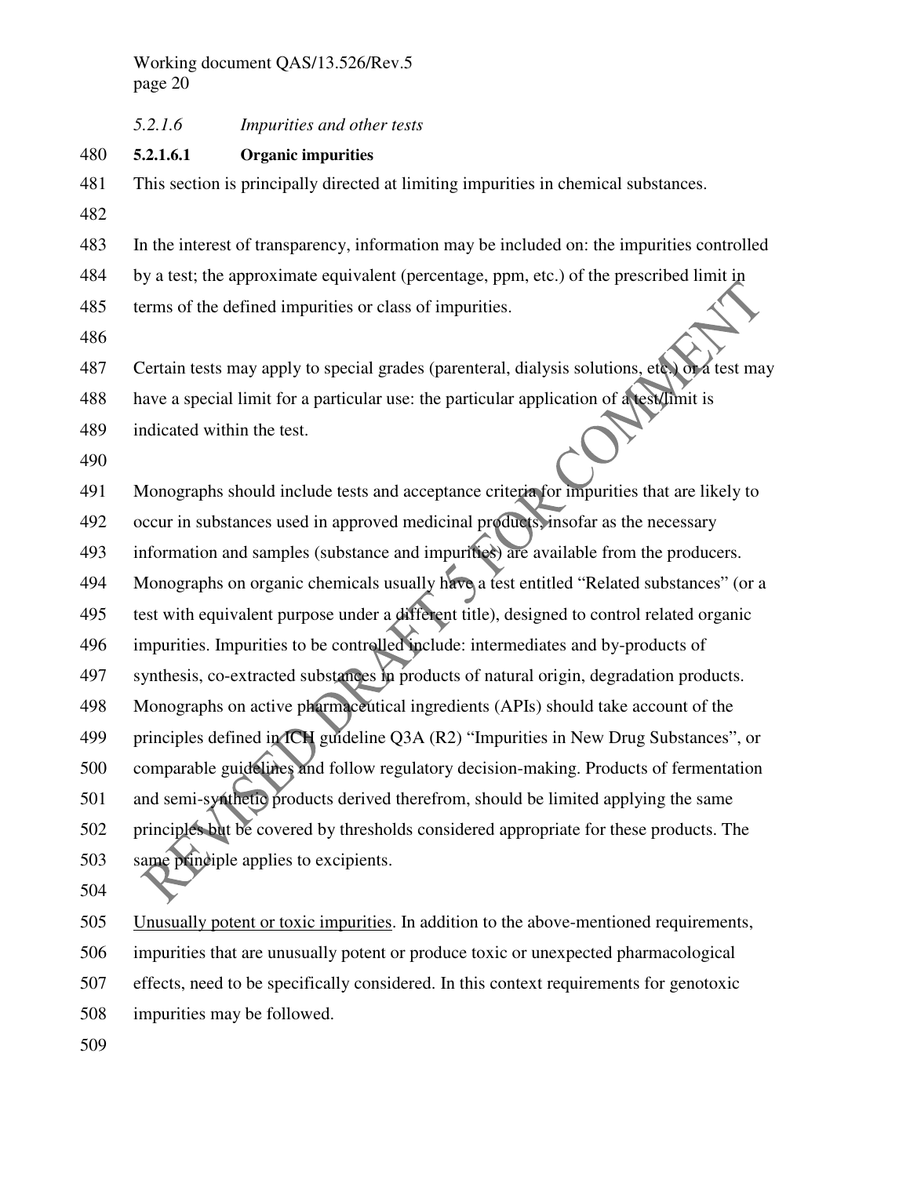*5.2.1.6 Impurities and other tests*

**5.2.1.6.1 Organic impurities**

This section is principally directed at limiting impurities in chemical substances.

In the interest of transparency, information may be included on: the impurities controlled by a test; the approximate equivalent (percentage, ppm, etc.) of the prescribed limit in terms of the defined impurities or class of impurities.

Certain tests may apply to special grades (parenteral, dialysis solutions, etc.) or a test may have a special limit for a particular use: the particular application of a test/limit is indicated within the test.

Monographs should include tests and acceptance criteria for impurities that are likely to occur in substances used in approved medicinal products, insofar as the necessary information and samples (substance and impurities) are available from the producers. Monographs on organic chemicals usually have a test entitled "Related substances" (or a test with equivalent purpose under a different title), designed to control related organic impurities. Impurities to be controlled include: intermediates and by-products of synthesis, co-extracted substances in products of natural origin, degradation products. Monographs on active pharmaceutical ingredients (APIs) should take account of the principles defined in ICH guideline Q3A (R2) "Impurities in New Drug Substances", or comparable guidelines and follow regulatory decision-making. Products of fermentation and semi-synthetic products derived therefrom, should be limited applying the same principles but be covered by thresholds considered appropriate for these products. The same principle applies to excipients.

Unusually potent or toxic impurities. In addition to the above-mentioned requirements, impurities that are unusually potent or produce toxic or unexpected pharmacological effects, need to be specifically considered. In this context requirements for genotoxic impurities may be followed.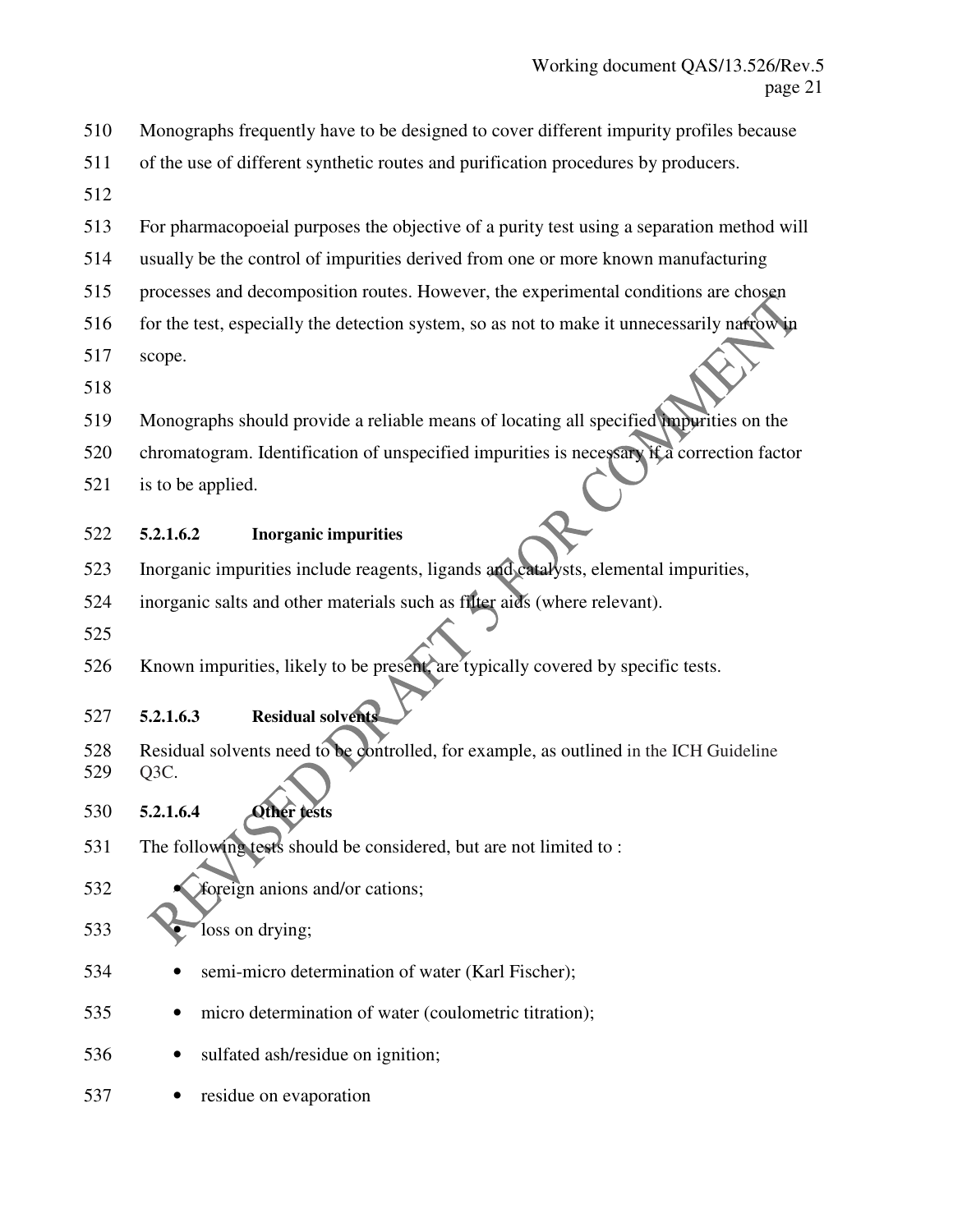Monographs frequently have to be designed to cover different impurity profiles because of the use of different synthetic routes and purification procedures by producers.

For pharmacopoeial purposes the objective of a purity test using a separation method will usually be the control of impurities derived from one or more known manufacturing processes and decomposition routes. However, the experimental conditions are chosen for the test, especially the detection system, so as not to make it unnecessarily narrow in scope.

Monographs should provide a reliable means of locating all specified impurities on the chromatogram. Identification of unspecified impurities is necessary if a correction factor is to be applied.

**5.2.1.6.2 Inorganic impurities**

Inorganic impurities include reagents, ligands and catalysts, elemental impurities, inorganic salts and other materials such as filter aids (where relevant).

Known impurities, likely to be present, are typically covered by specific tests.

**5.2.1.6.3 Residual solvents**

Residual solvents need to be controlled, for example, as outlined in the ICH Guideline Q3C.

**5.2.1.6.4 Other tests**

The following tests should be considered, but are not limited to :

- foreign anions and/or cations;
- loss on drying;
- semi-micro determination of water (Karl Fischer);
- micro determination of water (coulometric titration);
- sulfated ash/residue on ignition;
- residue on evaporation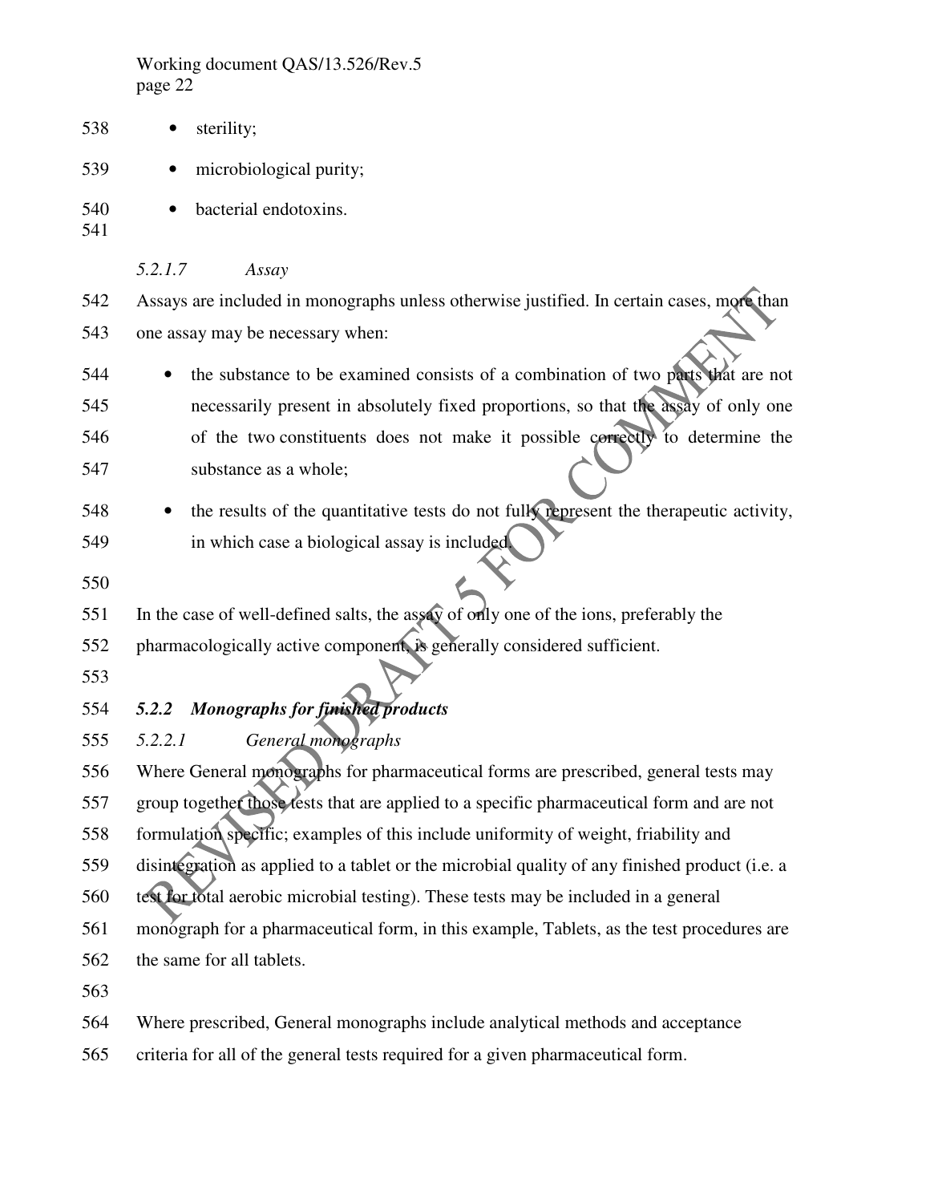- sterility;
- microbiological purity;
- bacterial endotoxins.

*5.2.1.7 Assay*

Assays are included in monographs unless otherwise justified. In certain cases, more than one assay may be necessary when:

- the substance to be examined consists of a combination of two parts that are not necessarily present in absolutely fixed proportions, so that the assay of only one of the two constituents does not make it possible correctly to determine the substance as a whole;
- the results of the quantitative tests do not fully represent the therapeutic activity, in which case a biological assay is included.

In the case of well-defined salts, the assay of only one of the ions, preferably the pharmacologically active component, is generally considered sufficient.

### *5.2.2 Monographs for finished products*

*5.2.2.1 General monographs*

Where General monographs for pharmaceutical forms are prescribed, general tests may group together those tests that are applied to a specific pharmaceutical form and are not formulation specific; examples of this include uniformity of weight, friability and disintegration as applied to a tablet or the microbial quality of any finished product (i.e. a test for total aerobic microbial testing). These tests may be included in a general monograph for a pharmaceutical form, in this example, Tablets, as the test procedures are the same for all tablets.

Where prescribed, General monographs include analytical methods and acceptance criteria for all of the general tests required for a given pharmaceutical form.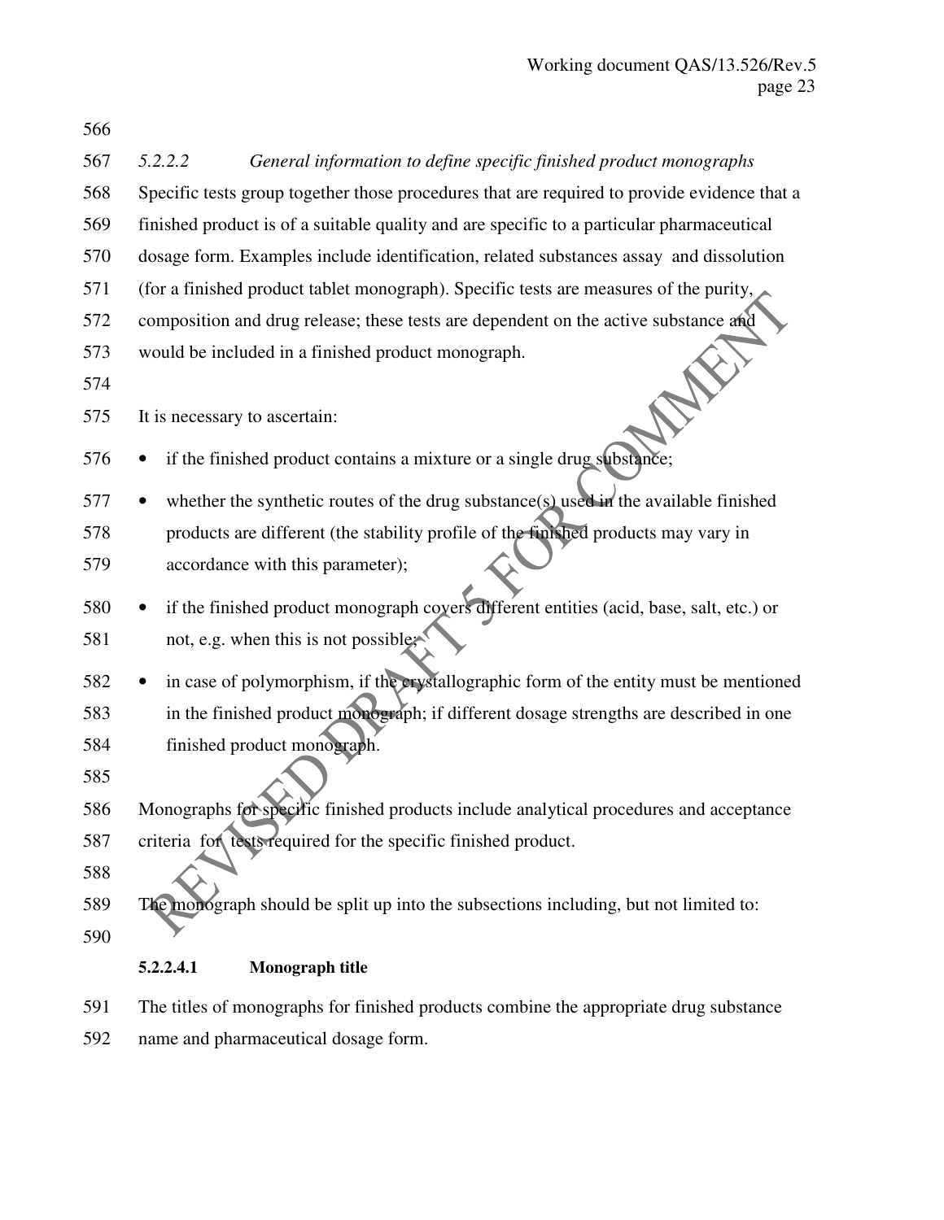*5.2.2.2 General information to define specific finished product monographs*

Specific tests group together those procedures that are required to provide evidence that a finished product is of a suitable quality and are specific to a particular pharmaceutical dosage form. Examples include identification, related substances assay and dissolution (for a finished product tablet monograph). Specific tests are measures of the purity, composition and drug release; these tests are dependent on the active substance and would be included in a finished product monograph.

It is necessary to ascertain:

- if the finished product contains a mixture or a single drug substance;
- whether the synthetic routes of the drug substance(s) used in the available finished products are different (the stability profile of the finished products may vary in accordance with this parameter);
- if the finished product monograph covers different entities (acid, base, salt, etc.) or not, e.g. when this is not possible;
- in case of polymorphism, if the crystallographic form of the entity must be mentioned in the finished product monograph; if different dosage strengths are described in one finished product monograph.

Monographs for specific finished products include analytical procedures and acceptance criteria for tests required for the specific finished product.

The monograph should be split up into the subsections including, but not limited to:

**5.2.2.4.1 Monograph title**

The titles of monographs for finished products combine the appropriate drug substance name and pharmaceutical dosage form.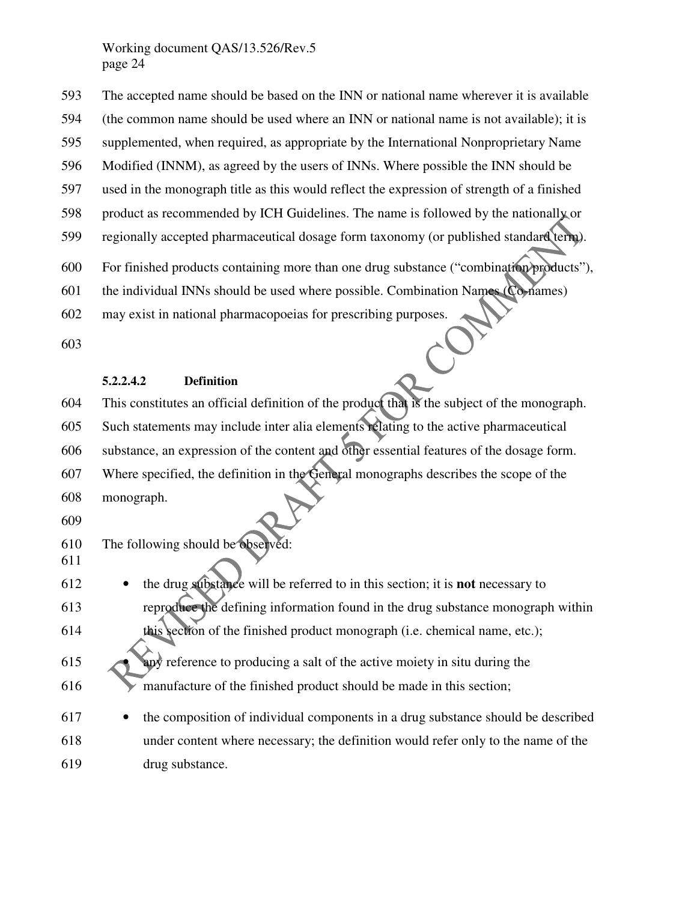The accepted name should be based on the INN or national name wherever it is available (the common name should be used where an INN or national name is not available); it is supplemented, when required, as appropriate by the International Nonproprietary Name Modified (INNM), as agreed by the users of INNs. Where possible the INN should be used in the monograph title as this would reflect the expression of strength of a finished product as recommended by ICH Guidelines. The name is followed by the nationally or regionally accepted pharmaceutical dosage form taxonomy (or published standard term).

For finished products containing more than one drug substance ("combination products"), the individual INNs should be used where possible. Combination Names (Co-names) may exist in national pharmacopoeias for prescribing purposes.

#### 5.2.2.4.2 Definition

This constitutes an official definition of the product that is the subject of the monograph. Such statements may include inter alia elements relating to the active pharmaceutical substance, an expression of the content and other essential features of the dosage form. Where specified, the definition in the General monographs describes the scope of the monograph.

The following should be observed:

- the drug substance will be referred to in this section; it is **not** necessary to reproduce the defining information found in the drug substance monograph within this section of the finished product monograph (i.e. chemical name, etc.);
- any reference to producing a salt of the active moiety in situ during the manufacture of the finished product should be made in this section;
- the composition of individual components in a drug substance should be described under content where necessary; the definition would refer only to the name of the drug substance.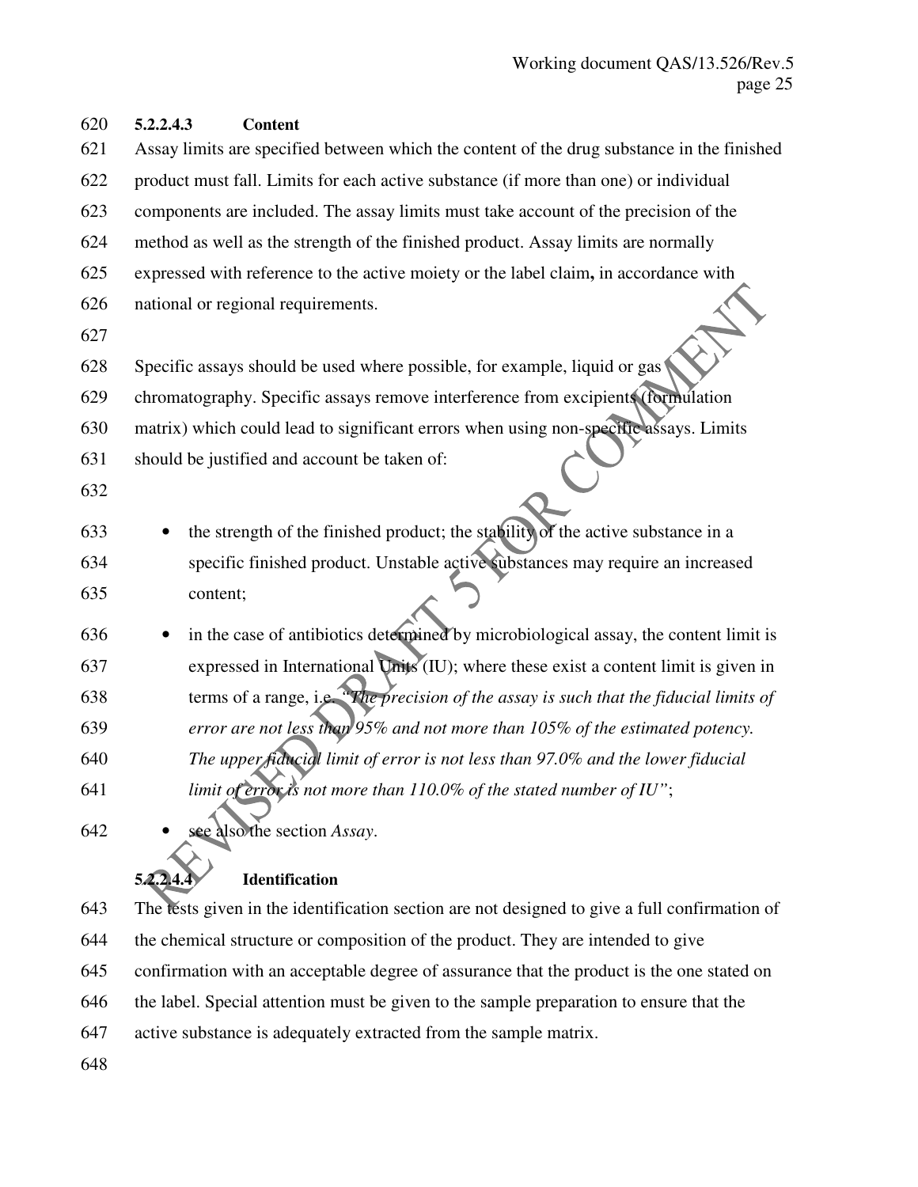#### 5.2.2.4.3 Content

Assay limits are specified between which the content of the drug substance in the finished product must fall. Limits for each active substance (if more than one) or individual components are included. The assay limits must take account of the precision of the method as well as the strength of the finished product. Assay limits are normally expressed with reference to the active moiety or the label claim**,** in accordance with national or regional requirements.

Specific assays should be used where possible, for example, liquid or gas chromatography. Specific assays remove interference from excipients (formulation matrix) which could lead to significant errors when using non-specific assays. Limits should be justified and account be taken of:

- the strength of the finished product; the stability of the active substance in a specific finished product. Unstable active substances may require an increased content;
- in the case of antibiotics determined by microbiological assay, the content limit is expressed in International Units (IU); where these exist a content limit is given in terms of a range, i.e. *"The precision of the assay is such that the fiducial limits of error are not less than 95% and not more than 105% of the estimated potency. The upper fiducial limit of error is not less than 97.0% and the lower fiducial limit of error is not more than 110.0% of the stated number of IU"*;
- see also the section *Assay*.

#### 5.2.2.4.4 Identification

The tests given in the identification section are not designed to give a full confirmation of the chemical structure or composition of the product. They are intended to give confirmation with an acceptable degree of assurance that the product is the one stated on the label. Special attention must be given to the sample preparation to ensure that the active substance is adequately extracted from the sample matrix.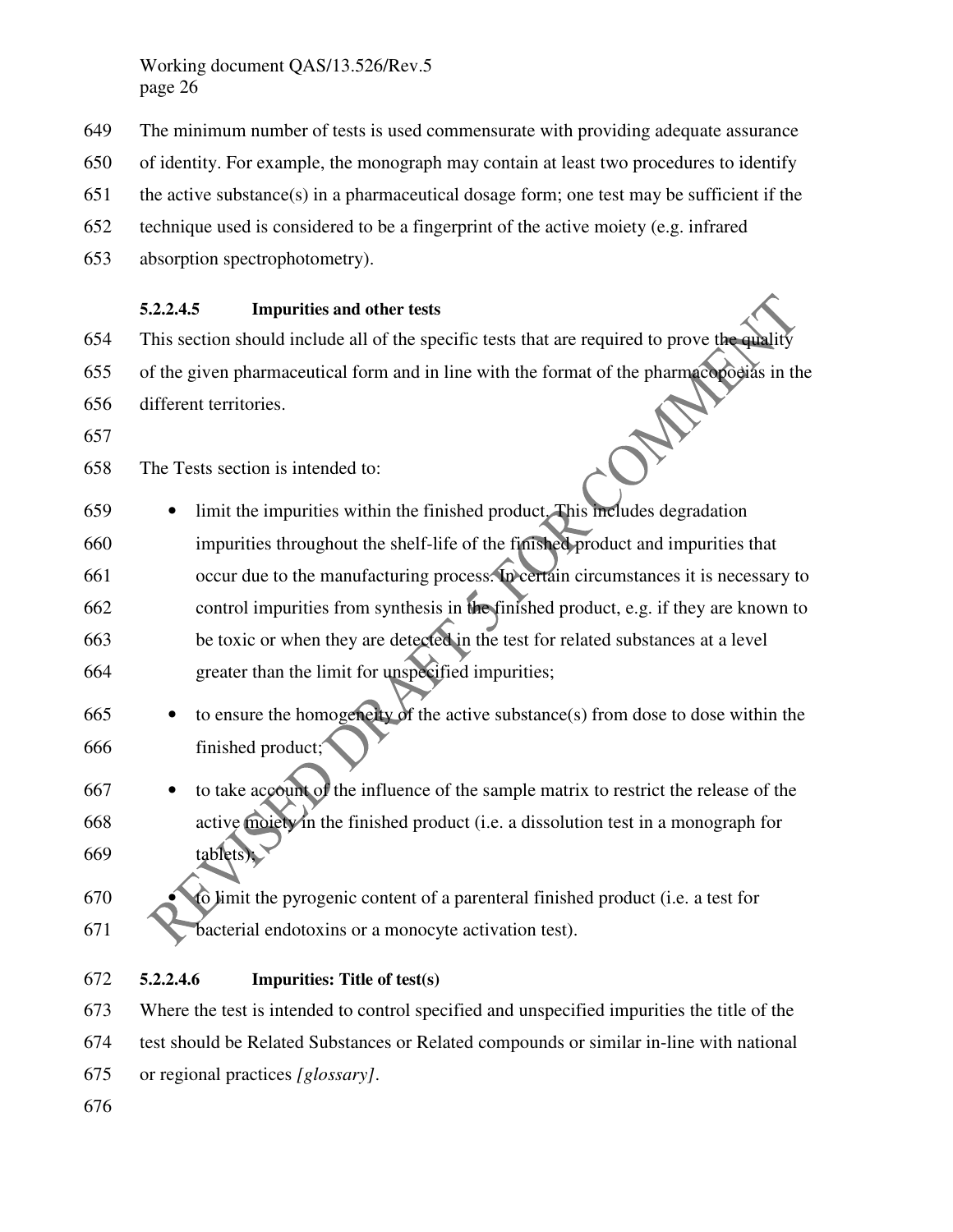The minimum number of tests is used commensurate with providing adequate assurance of identity. For example, the monograph may contain at least two procedures to identify the active substance(s) in a pharmaceutical dosage form; one test may be sufficient if the technique used is considered to be a fingerprint of the active moiety (e.g. infrared absorption spectrophotometry).

#### 5.2.2.4.5 Impurities and other tests

This section should include all of the specific tests that are required to prove the quality of the given pharmaceutical form and in line with the format of the pharmacopoeias in the different territories.

The Tests section is intended to:

- limit the impurities within the finished product. This includes degradation impurities throughout the shelf-life of the finished product and impurities that occur due to the manufacturing process. In certain circumstances it is necessary to control impurities from synthesis in the finished product, e.g. if they are known to be toxic or when they are detected in the test for related substances at a level greater than the limit for unspecified impurities;
- to ensure the homogeneity of the active substance(s) from dose to dose within the finished product;
- to take account of the influence of the sample matrix to restrict the release of the active moiety in the finished product (i.e. a dissolution test in a monograph for tablets);
- to limit the pyrogenic content of a parenteral finished product (i.e. a test for bacterial endotoxins or a monocyte activation test).

#### 5.2.2.4.6 Impurities: Title of test(s)

Where the test is intended to control specified and unspecified impurities the title of the test should be Related Substances or Related compounds or similar in-line with national or regional practices *[glossary]*.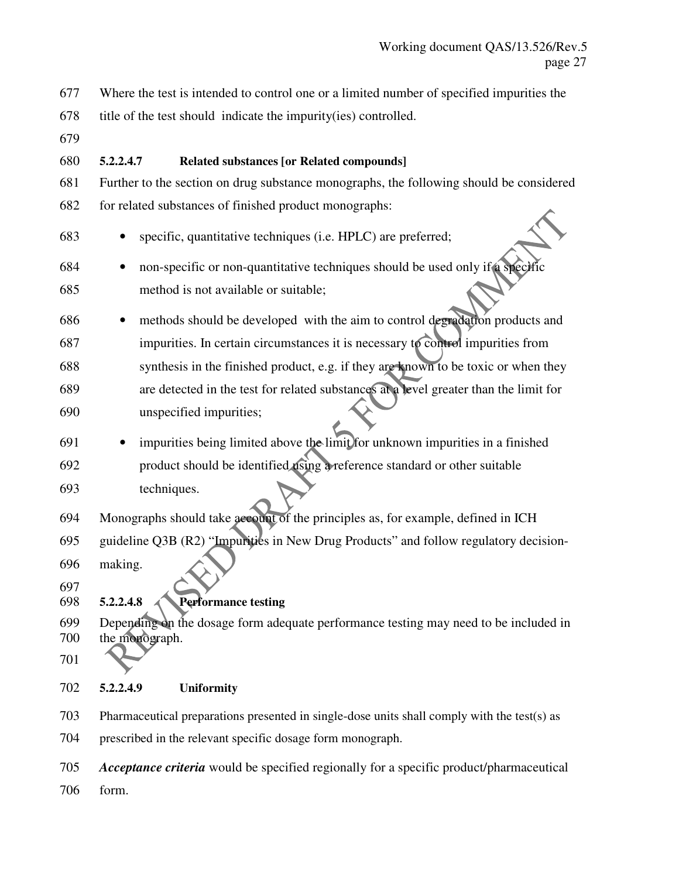Where the test is intended to control one or a limited number of specified impurities the title of the test should indicate the impurity(ies) controlled.

#### 5.2.2.4.7 Related substances [or Related compounds]

Further to the section on drug substance monographs, the following should be considered for related substances of finished product monographs:

- specific, quantitative techniques (i.e. HPLC) are preferred;
- non-specific or non-quantitative techniques should be used only if a specific method is not available or suitable;
- methods should be developed with the aim to control degradation products and impurities. In certain circumstances it is necessary to control impurities from synthesis in the finished product, e.g. if they are known to be toxic or when they are detected in the test for related substances at a level greater than the limit for unspecified impurities;
- impurities being limited above the limit for unknown impurities in a finished product should be identified using a reference standard or other suitable techniques.

Monographs should take account of the principles as, for example, defined in ICH guideline Q3B (R2) "Impurities in New Drug Products" and follow regulatory decision-making.

#### 5.2.2.4.8 Performance testing

Depending on the dosage form adequate performance testing may need to be included in the monograph.

#### 5.2.2.4.9 Uniformity

Pharmaceutical preparations presented in single-dose units shall comply with the test(s) as prescribed in the relevant specific dosage form monograph.

***Acceptance criteria*** would be specified regionally for a specific product/pharmaceutical form.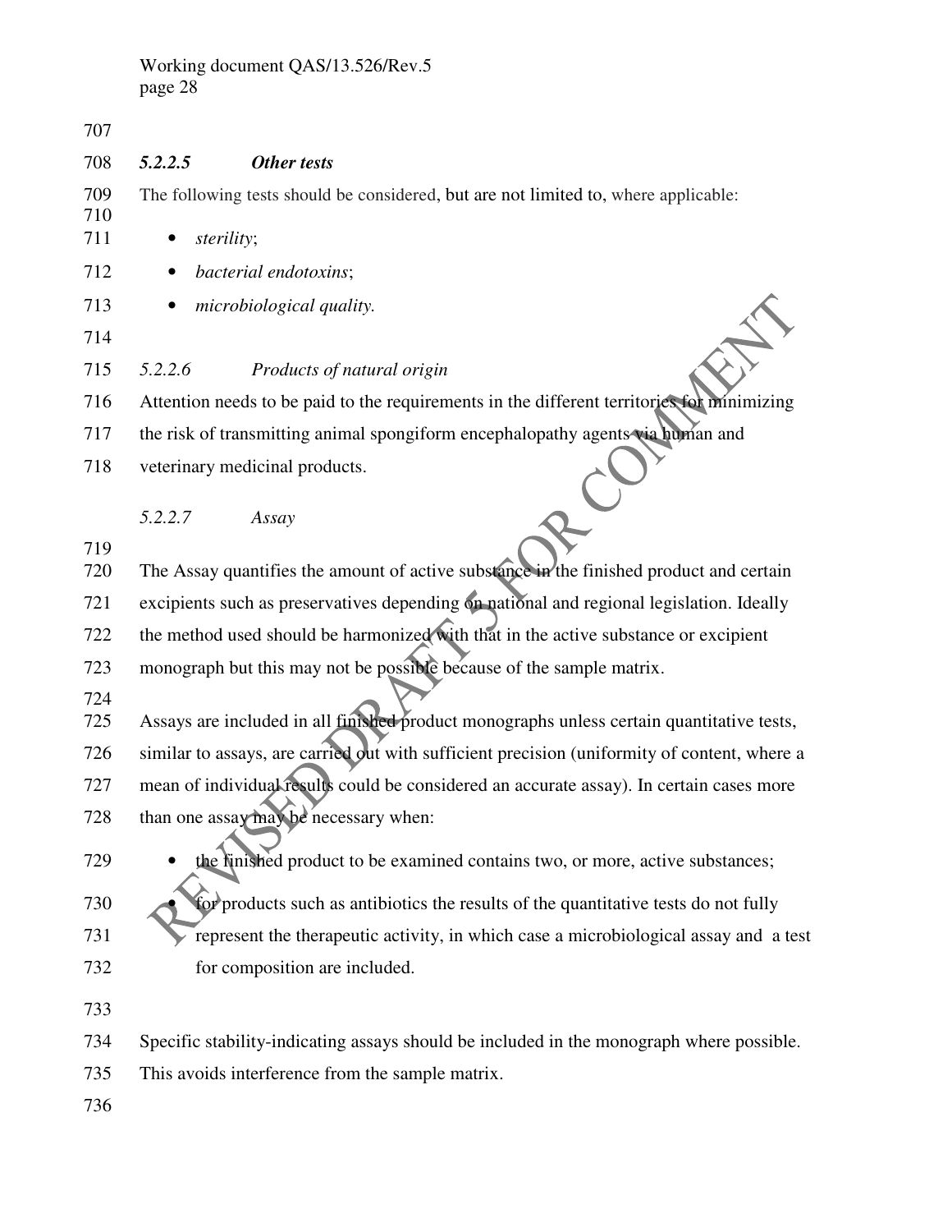#### *5.2.2.5 Other tests*

The following tests should be considered, but are not limited to, where applicable:

- *sterility*;
- *bacterial endotoxins*;
- *microbiological quality.*

#### *5.2.2.6 Products of natural origin*

Attention needs to be paid to the requirements in the different territories for minimizing the risk of transmitting animal spongiform encephalopathy agents via human and veterinary medicinal products.

#### *5.2.2.7 Assay*

The Assay quantifies the amount of active substance in the finished product and certain excipients such as preservatives depending on national and regional legislation. Ideally the method used should be harmonized with that in the active substance or excipient monograph but this may not be possible because of the sample matrix.

Assays are included in all finished product monographs unless certain quantitative tests, similar to assays, are carried out with sufficient precision (uniformity of content, where a mean of individual results could be considered an accurate assay). In certain cases more than one assay may be necessary when:

- the finished product to be examined contains two, or more, active substances;
- for products such as antibiotics the results of the quantitative tests do not fully represent the therapeutic activity, in which case a microbiological assay and a test for composition are included.

Specific stability-indicating assays should be included in the monograph where possible. This avoids interference from the sample matrix.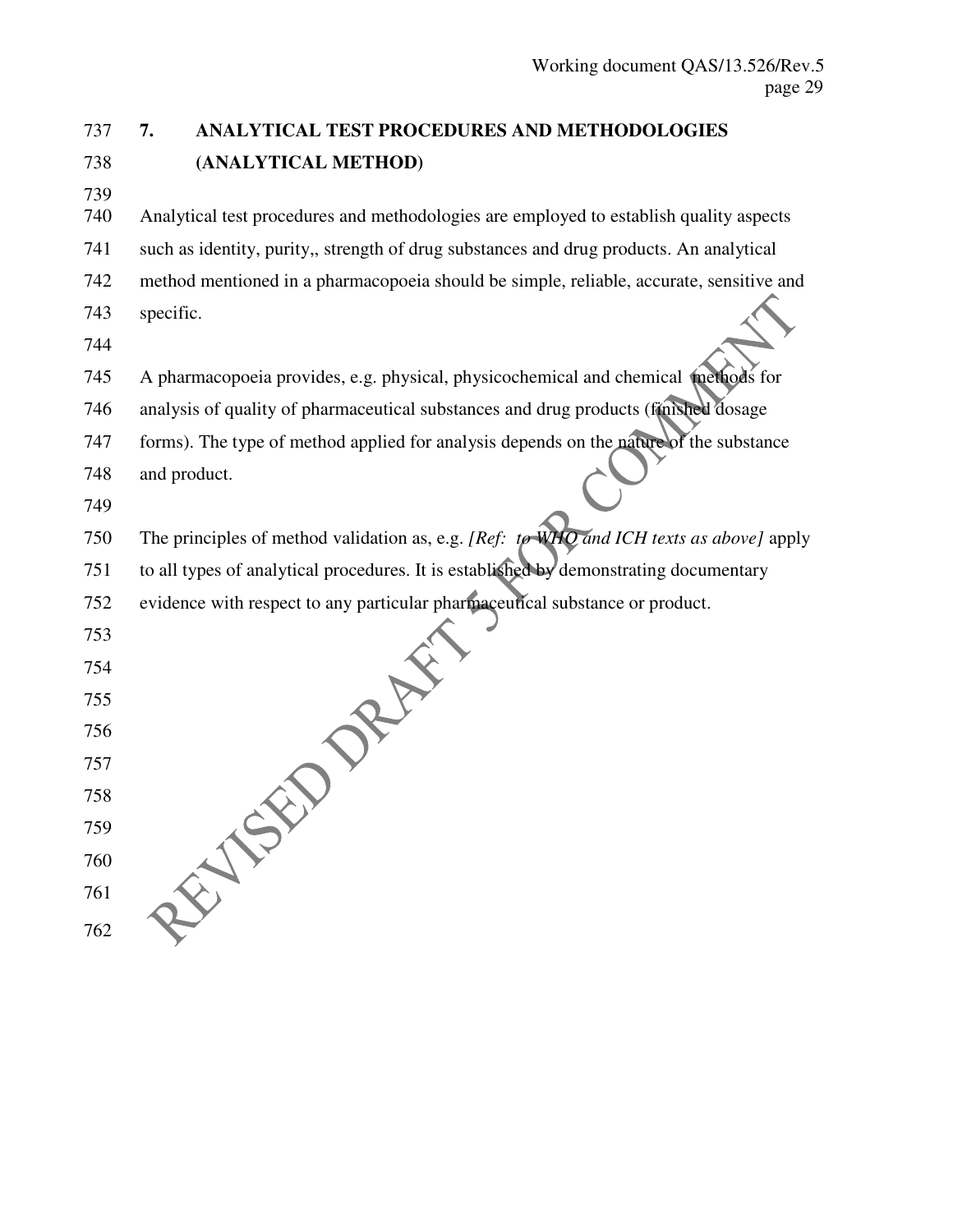## 7. ANALYTICAL TEST PROCEDURES AND METHODOLOGIES (ANALYTICAL METHOD)

Analytical test procedures and methodologies are employed to establish quality aspects such as identity, purity,, strength of drug substances and drug products. An analytical method mentioned in a pharmacopoeia should be simple, reliable, accurate, sensitive and specific.

A pharmacopoeia provides, e.g. physical, physicochemical and chemical methods for analysis of quality of pharmaceutical substances and drug products (finished dosage forms). The type of method applied for analysis depends on the nature of the substance and product.

The principles of method validation as, e.g. *[Ref: to WHO and ICH texts as above]* apply to all types of analytical procedures. It is established by demonstrating documentary evidence with respect to any particular pharmaceutical substance or product.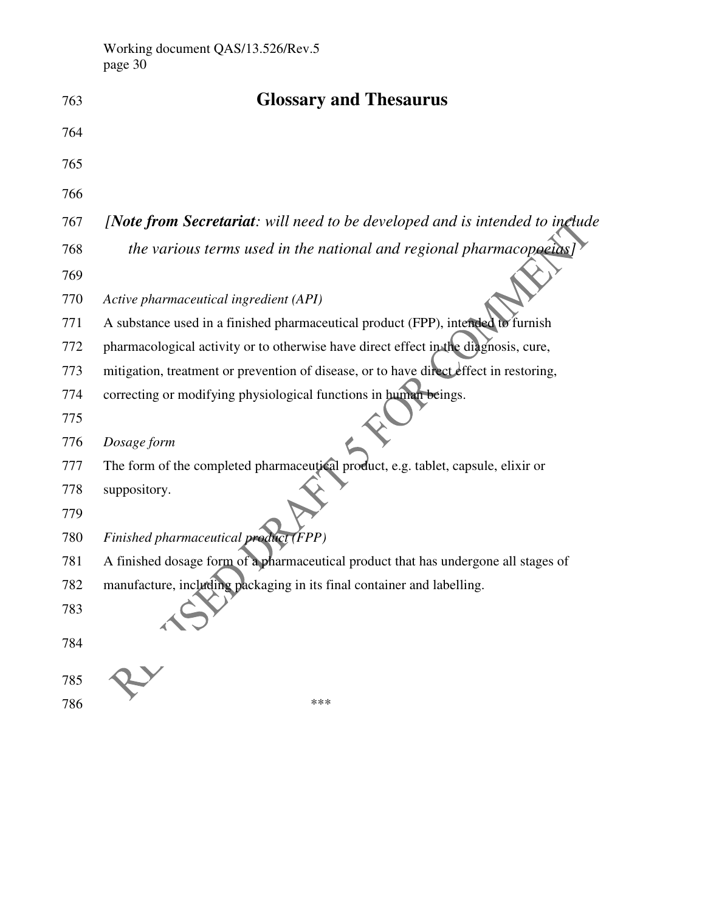# Glossary and Thesaurus

*[**Note from Secretariat**: will need to be developed and is intended to include the various terms used in the national and regional pharmacopoeias]*

*Active pharmaceutical ingredient (API)*

A substance used in a finished pharmaceutical product (FPP), intended to furnish pharmacological activity or to otherwise have direct effect in the diagnosis, cure, mitigation, treatment or prevention of disease, or to have direct effect in restoring, correcting or modifying physiological functions in human beings.

*Dosage form*

The form of the completed pharmaceutical product, e.g. tablet, capsule, elixir or suppository.

*Finished pharmaceutical product (FPP)*

A finished dosage form of a pharmaceutical product that has undergone all stages of manufacture, including packaging in its final container and labelling.

***